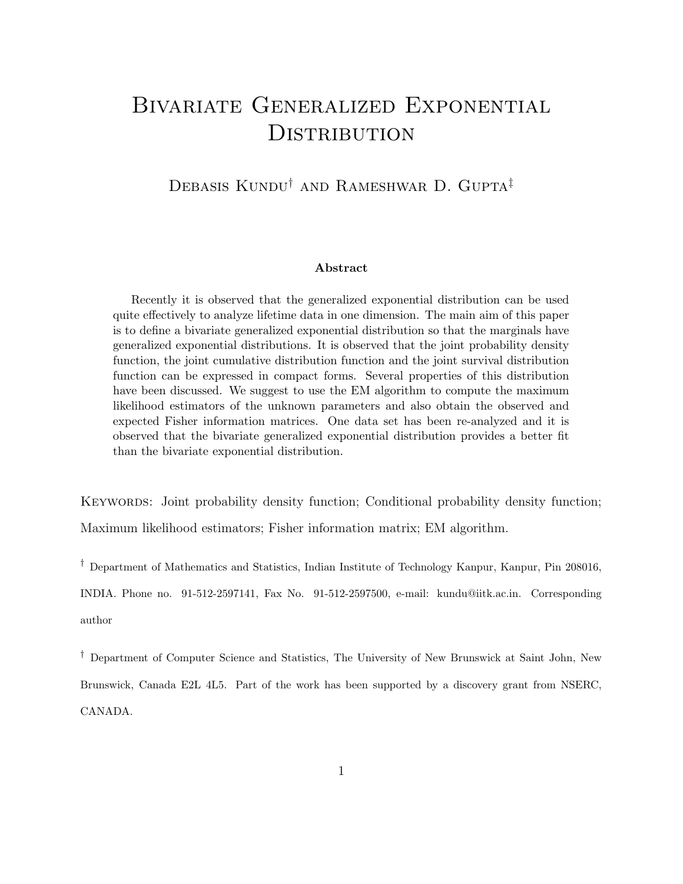# Bivariate Generalized Exponential Distribution

Debasis Kundu[†] and Rameshwar D. Gupta[‡]

### Abstract

Recently it is observed that the generalized exponential distribution can be used quite effectively to analyze lifetime data in one dimension. The main aim of this paper is to define a bivariate generalized exponential distribution so that the marginals have generalized exponential distributions. It is observed that the joint probability density function, the joint cumulative distribution function and the joint survival distribution function can be expressed in compact forms. Several properties of this distribution have been discussed. We suggest to use the EM algorithm to compute the maximum likelihood estimators of the unknown parameters and also obtain the observed and expected Fisher information matrices. One data set has been re-analyzed and it is observed that the bivariate generalized exponential distribution provides a better fit than the bivariate exponential distribution.

Keywords: Joint probability density function; Conditional probability density function; Maximum likelihood estimators; Fisher information matrix; EM algorithm.

[†] Department of Mathematics and Statistics, Indian Institute of Technology Kanpur, Kanpur, Pin 208016, INDIA. Phone no. 91-512-2597141, Fax No. 91-512-2597500, e-mail: kundu@iitk.ac.in. Corresponding author

[†] Department of Computer Science and Statistics, The University of New Brunswick at Saint John, New Brunswick, Canada E2L 4L5. Part of the work has been supported by a discovery grant from NSERC, CANADA.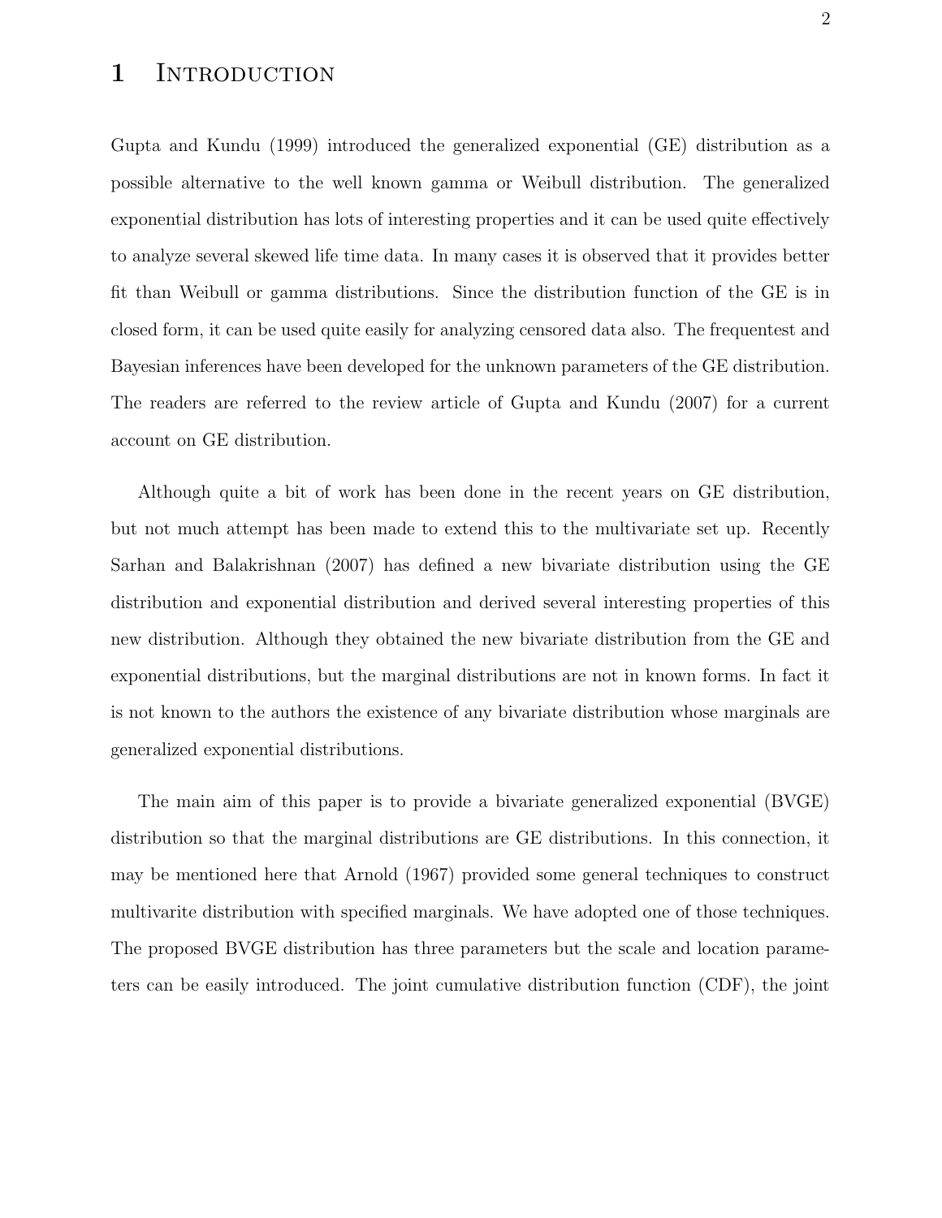# 1 Introduction

Gupta and Kundu (1999) introduced the generalized exponential (GE) distribution as a possible alternative to the well known gamma or Weibull distribution. The generalized exponential distribution has lots of interesting properties and it can be used quite effectively to analyze several skewed life time data. In many cases it is observed that it provides better fit than Weibull or gamma distributions. Since the distribution function of the GE is in closed form, it can be used quite easily for analyzing censored data also. The frequentest and Bayesian inferences have been developed for the unknown parameters of the GE distribution. The readers are referred to the review article of Gupta and Kundu (2007) for a current account on GE distribution.

Although quite a bit of work has been done in the recent years on GE distribution, but not much attempt has been made to extend this to the multivariate set up. Recently Sarhan and Balakrishnan (2007) has defined a new bivariate distribution using the GE distribution and exponential distribution and derived several interesting properties of this new distribution. Although they obtained the new bivariate distribution from the GE and exponential distributions, but the marginal distributions are not in known forms. In fact it is not known to the authors the existence of any bivariate distribution whose marginals are generalized exponential distributions.

The main aim of this paper is to provide a bivariate generalized exponential (BVGE) distribution so that the marginal distributions are GE distributions. In this connection, it may be mentioned here that Arnold (1967) provided some general techniques to construct multivarite distribution with specified marginals. We have adopted one of those techniques. The proposed BVGE distribution has three parameters but the scale and location parameters can be easily introduced. The joint cumulative distribution function (CDF), the joint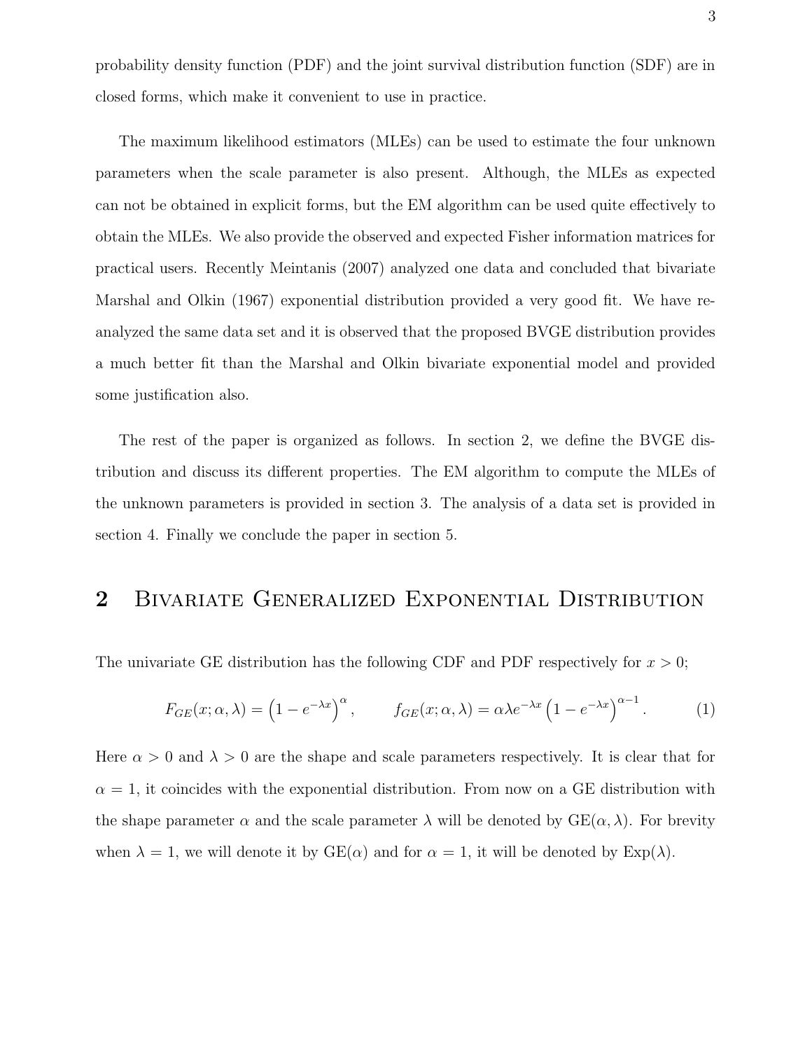probability density function (PDF) and the joint survival distribution function (SDF) are in closed forms, which make it convenient to use in practice.

The maximum likelihood estimators (MLEs) can be used to estimate the four unknown parameters when the scale parameter is also present. Although, the MLEs as expected can not be obtained in explicit forms, but the EM algorithm can be used quite effectively to obtain the MLEs. We also provide the observed and expected Fisher information matrices for practical users. Recently Meintanis (2007) analyzed one data and concluded that bivariate Marshal and Olkin (1967) exponential distribution provided a very good fit. We have re-analyzed the same data set and it is observed that the proposed BVGE distribution provides a much better fit than the Marshal and Olkin bivariate exponential model and provided some justification also.

The rest of the paper is organized as follows. In section 2, we define the BVGE distribution and discuss its different properties. The EM algorithm to compute the MLEs of the unknown parameters is provided in section 3. The analysis of a data set is provided in section 4. Finally we conclude the paper in section 5.

## 2 Bivariate Generalized Exponential Distribution

The univariate GE distribution has the following CDF and PDF respectively for $x > 0$;

$$F_{GE}(x; \alpha, \lambda) = \left(1 - e^{-\lambda x}\right)^{\alpha}, \qquad f_{GE}(x; \alpha, \lambda) = \alpha \lambda e^{-\lambda x} \left(1 - e^{-\lambda x}\right)^{\alpha - 1}. \tag{1}$$

Here $\alpha > 0$ and $\lambda > 0$ are the shape and scale parameters respectively. It is clear that for $\alpha = 1$, it coincides with the exponential distribution. From now on a GE distribution with the shape parameter $\alpha$ and the scale parameter $\lambda$ will be denoted by GE($\alpha, \lambda$). For brevity when $\lambda = 1$, we will denote it by GE($\alpha$) and for $\alpha = 1$, it will be denoted by Exp($\lambda$).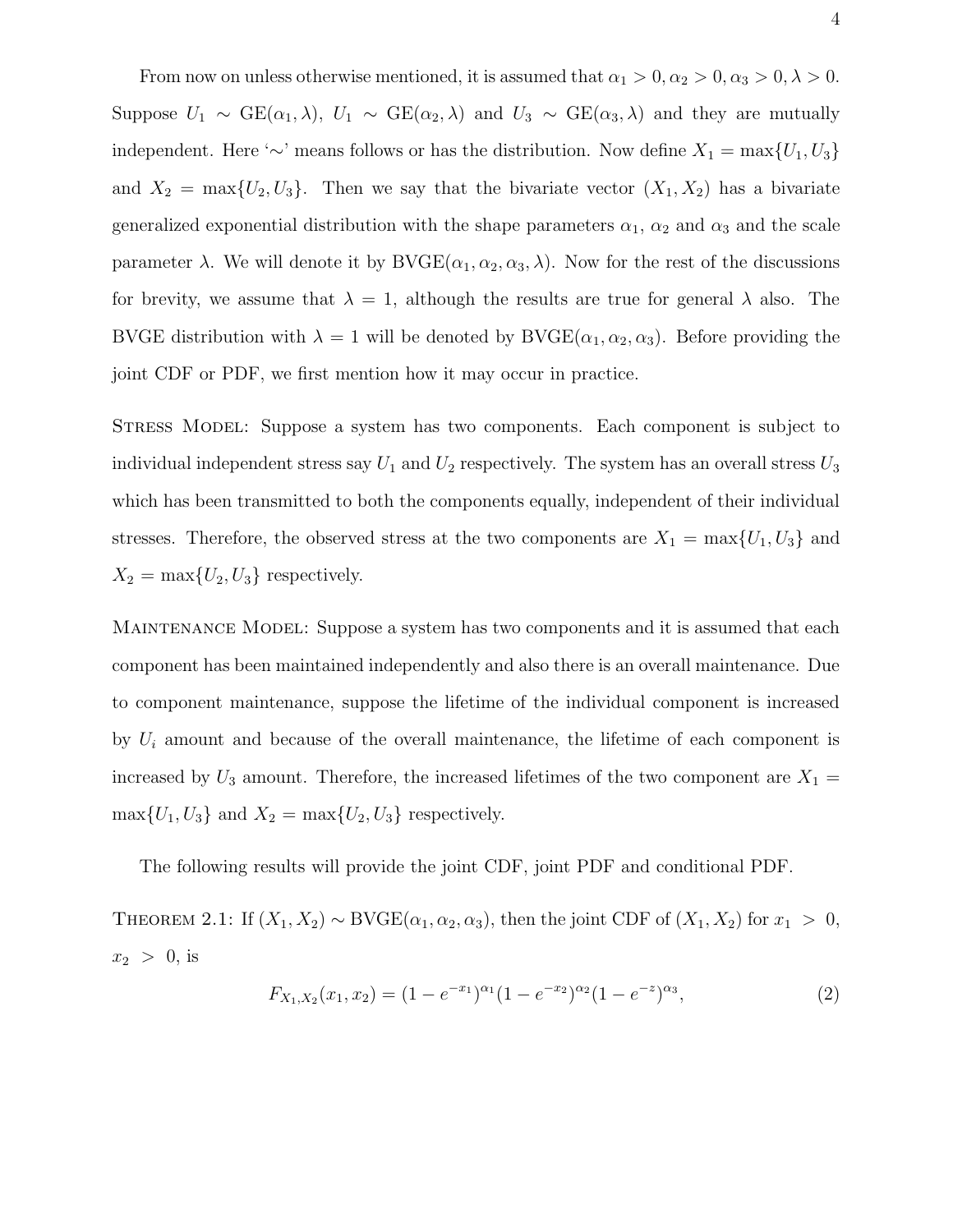From now on unless otherwise mentioned, it is assumed that $\alpha_1 > 0, \alpha_2 > 0, \alpha_3 > 0, \lambda > 0$. Suppose $U_1 \sim \text{GE}(\alpha_1, \lambda)$, $U_1 \sim \text{GE}(\alpha_2, \lambda)$ and $U_3 \sim \text{GE}(\alpha_3, \lambda)$ and they are mutually independent. Here '$\sim$' means follows or has the distribution. Now define $X_1 = \max\{U_1, U_3\}$ and $X_2 = \max\{U_2, U_3\}$. Then we say that the bivariate vector $(X_1, X_2)$ has a bivariate generalized exponential distribution with the shape parameters $\alpha_1$, $\alpha_2$ and $\alpha_3$ and the scale parameter $\lambda$. We will denote it by $\text{BVGE}(\alpha_1, \alpha_2, \alpha_3, \lambda)$. Now for the rest of the discussions for brevity, we assume that $\lambda = 1$, although the results are true for general $\lambda$ also. The BVGE distribution with $\lambda = 1$ will be denoted by $\text{BVGE}(\alpha_1, \alpha_2, \alpha_3)$. Before providing the joint CDF or PDF, we first mention how it may occur in practice.

Stress Model: Suppose a system has two components. Each component is subject to individual independent stress say $U_1$ and $U_2$ respectively. The system has an overall stress $U_3$ which has been transmitted to both the components equally, independent of their individual stresses. Therefore, the observed stress at the two components are $X_1 = \max\{U_1, U_3\}$ and $X_2 = \max\{U_2, U_3\}$ respectively.

Maintenance Model: Suppose a system has two components and it is assumed that each component has been maintained independently and also there is an overall maintenance. Due to component maintenance, suppose the lifetime of the individual component is increased by $U_i$ amount and because of the overall maintenance, the lifetime of each component is increased by $U_3$ amount. Therefore, the increased lifetimes of the two component are $X_1 = \max\{U_1, U_3\}$ and $X_2 = \max\{U_2, U_3\}$ respectively.

The following results will provide the joint CDF, joint PDF and conditional PDF.

Theorem 2.1: If $(X_1, X_2) \sim \text{BVGE}(\alpha_1, \alpha_2, \alpha_3)$, then the joint CDF of $(X_1, X_2)$ for $x_1 > 0$, $x_2 > 0$, is

$$F_{X_1,X_2}(x_1, x_2) = (1 - e^{-x_1})^{\alpha_1}(1 - e^{-x_2})^{\alpha_2}(1 - e^{-z})^{\alpha_3}, \tag{2}$$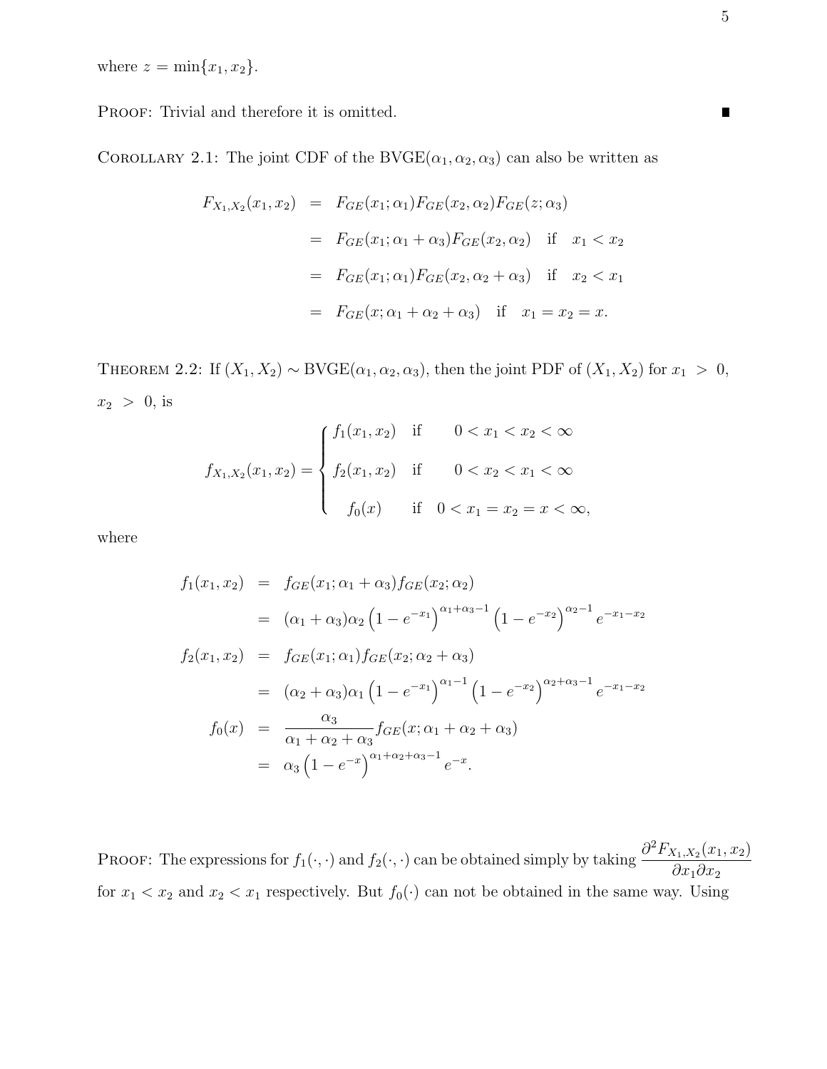where $z = \min\{x_1, x_2\}$.

Proof: Trivial and therefore it is omitted. ∎

Corollary 2.1: The joint CDF of the BVGE$(\alpha_1, \alpha_2, \alpha_3)$ can also be written as

$$
\begin{aligned}
F_{X_1,X_2}(x_1, x_2) &= F_{GE}(x_1; \alpha_1) F_{GE}(x_2, \alpha_2) F_{GE}(z; \alpha_3) \\
&= F_{GE}(x_1; \alpha_1 + \alpha_3) F_{GE}(x_2, \alpha_2) \quad \text{if} \quad x_1 < x_2 \\
&= F_{GE}(x_1; \alpha_1) F_{GE}(x_2, \alpha_2 + \alpha_3) \quad \text{if} \quad x_2 < x_1 \\
&= F_{GE}(x; \alpha_1 + \alpha_2 + \alpha_3) \quad \text{if} \quad x_1 = x_2 = x.
\end{aligned}
$$

Theorem 2.2: If $(X_1, X_2) \sim$ BVGE$(\alpha_1, \alpha_2, \alpha_3)$, then the joint PDF of $(X_1, X_2)$ for $x_1 > 0$, $x_2 > 0$, is

$$
f_{X_1,X_2}(x_1, x_2) = \begin{cases} f_1(x_1, x_2) & \text{if} \quad 0 < x_1 < x_2 < \infty \\ f_2(x_1, x_2) & \text{if} \quad 0 < x_2 < x_1 < \infty \\ f_0(x) & \text{if} \quad 0 < x_1 = x_2 = x < \infty, \end{cases}
$$

where

$$
\begin{aligned}
f_1(x_1, x_2) &= f_{GE}(x_1; \alpha_1 + \alpha_3) f_{GE}(x_2; \alpha_2) \\
&= (\alpha_1 + \alpha_3)\alpha_2 \left(1 - e^{-x_1}\right)^{\alpha_1 + \alpha_3 - 1} \left(1 - e^{-x_2}\right)^{\alpha_2 - 1} e^{-x_1 - x_2} \\
f_2(x_1, x_2) &= f_{GE}(x_1; \alpha_1) f_{GE}(x_2; \alpha_2 + \alpha_3) \\
&= (\alpha_2 + \alpha_3)\alpha_1 \left(1 - e^{-x_1}\right)^{\alpha_1 - 1} \left(1 - e^{-x_2}\right)^{\alpha_2 + \alpha_3 - 1} e^{-x_1 - x_2} \\
f_0(x) &= \frac{\alpha_3}{\alpha_1 + \alpha_2 + \alpha_3} f_{GE}(x; \alpha_1 + \alpha_2 + \alpha_3) \\
&= \alpha_3 \left(1 - e^{-x}\right)^{\alpha_1 + \alpha_2 + \alpha_3 - 1} e^{-x}.
\end{aligned}
$$

Proof: The expressions for $f_1(\cdot, \cdot)$ and $f_2(\cdot, \cdot)$ can be obtained simply by taking $\dfrac{\partial^2 F_{X_1,X_2}(x_1, x_2)}{\partial x_1 \partial x_2}$ for $x_1 < x_2$ and $x_2 < x_1$ respectively. But $f_0(\cdot)$ can not be obtained in the same way. Using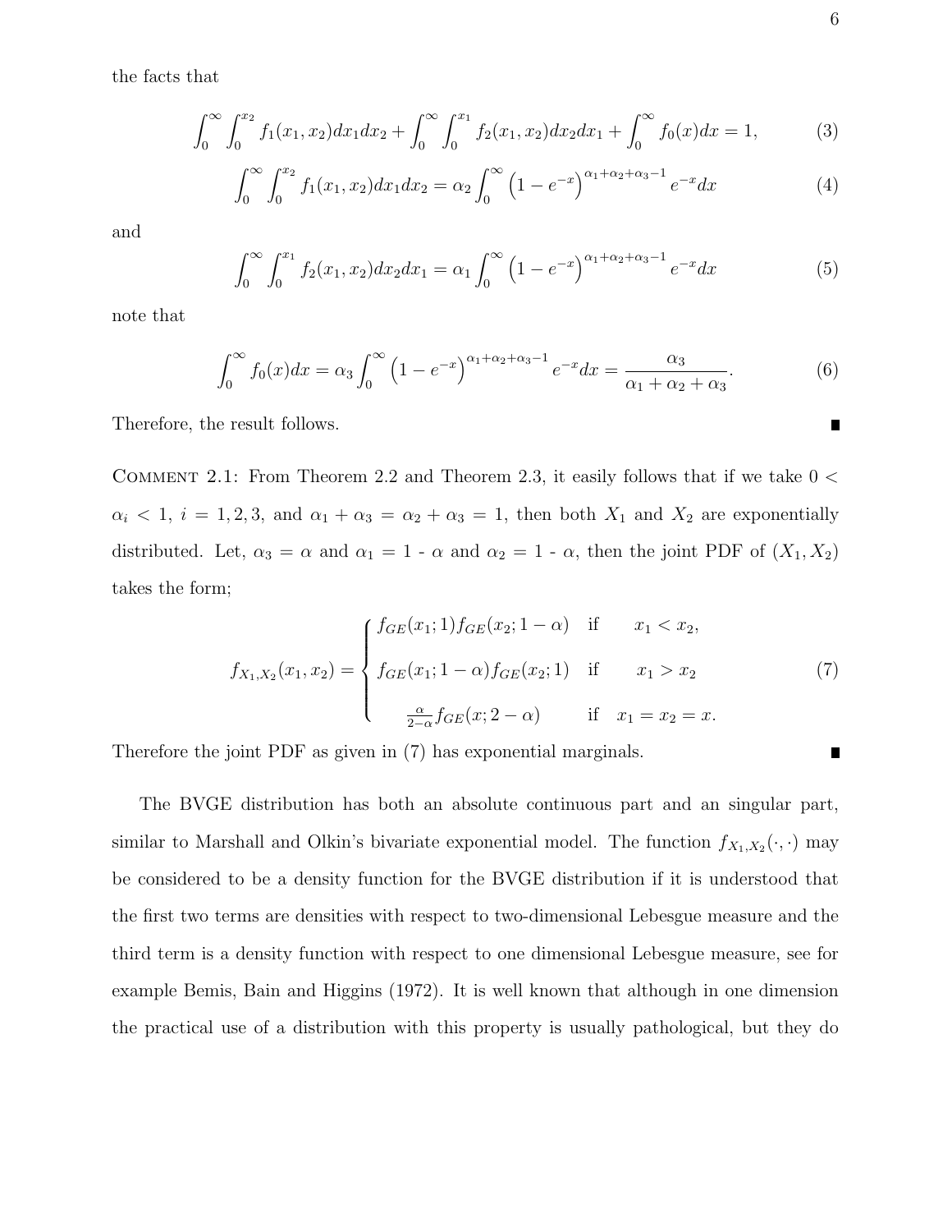the facts that

$$\int_0^\infty \int_0^{x_2} f_1(x_1, x_2) dx_1 dx_2 + \int_0^\infty \int_0^{x_1} f_2(x_1, x_2) dx_2 dx_1 + \int_0^\infty f_0(x) dx = 1, \tag{3}$$

$$\int_0^\infty \int_0^{x_2} f_1(x_1, x_2) dx_1 dx_2 = \alpha_2 \int_0^\infty \left(1 - e^{-x}\right)^{\alpha_1 + \alpha_2 + \alpha_3 - 1} e^{-x} dx \tag{4}$$

and

$$\int_0^\infty \int_0^{x_1} f_2(x_1, x_2) dx_2 dx_1 = \alpha_1 \int_0^\infty \left(1 - e^{-x}\right)^{\alpha_1 + \alpha_2 + \alpha_3 - 1} e^{-x} dx \tag{5}$$

note that

$$\int_0^\infty f_0(x) dx = \alpha_3 \int_0^\infty \left(1 - e^{-x}\right)^{\alpha_1 + \alpha_2 + \alpha_3 - 1} e^{-x} dx = \frac{\alpha_3}{\alpha_1 + \alpha_2 + \alpha_3}. \tag{6}$$

Therefore, the result follows. ■

COMMENT 2.1: From Theorem 2.2 and Theorem 2.3, it easily follows that if we take $0 < \alpha_i < 1$, $i = 1, 2, 3$, and $\alpha_1 + \alpha_3 = \alpha_2 + \alpha_3 = 1$, then both $X_1$ and $X_2$ are exponentially distributed. Let, $\alpha_3 = \alpha$ and $\alpha_1 = 1 - \alpha$ and $\alpha_2 = 1 - \alpha$, then the joint PDF of $(X_1, X_2)$ takes the form;

$$f_{X_1,X_2}(x_1, x_2) = \begin{cases} f_{GE}(x_1; 1) f_{GE}(x_2; 1-\alpha) & \text{if} \quad x_1 < x_2, \\ f_{GE}(x_1; 1-\alpha) f_{GE}(x_2; 1) & \text{if} \quad x_1 > x_2 \\ \frac{\alpha}{2-\alpha} f_{GE}(x; 2-\alpha) & \text{if} \quad x_1 = x_2 = x. \end{cases} \tag{7}$$

Therefore the joint PDF as given in (7) has exponential marginals. ■

The BVGE distribution has both an absolute continuous part and an singular part, similar to Marshall and Olkin's bivariate exponential model. The function $f_{X_1,X_2}(\cdot, \cdot)$ may be considered to be a density function for the BVGE distribution if it is understood that the first two terms are densities with respect to two-dimensional Lebesgue measure and the third term is a density function with respect to one dimensional Lebesgue measure, see for example Bemis, Bain and Higgins (1972). It is well known that although in one dimension the practical use of a distribution with this property is usually pathological, but they do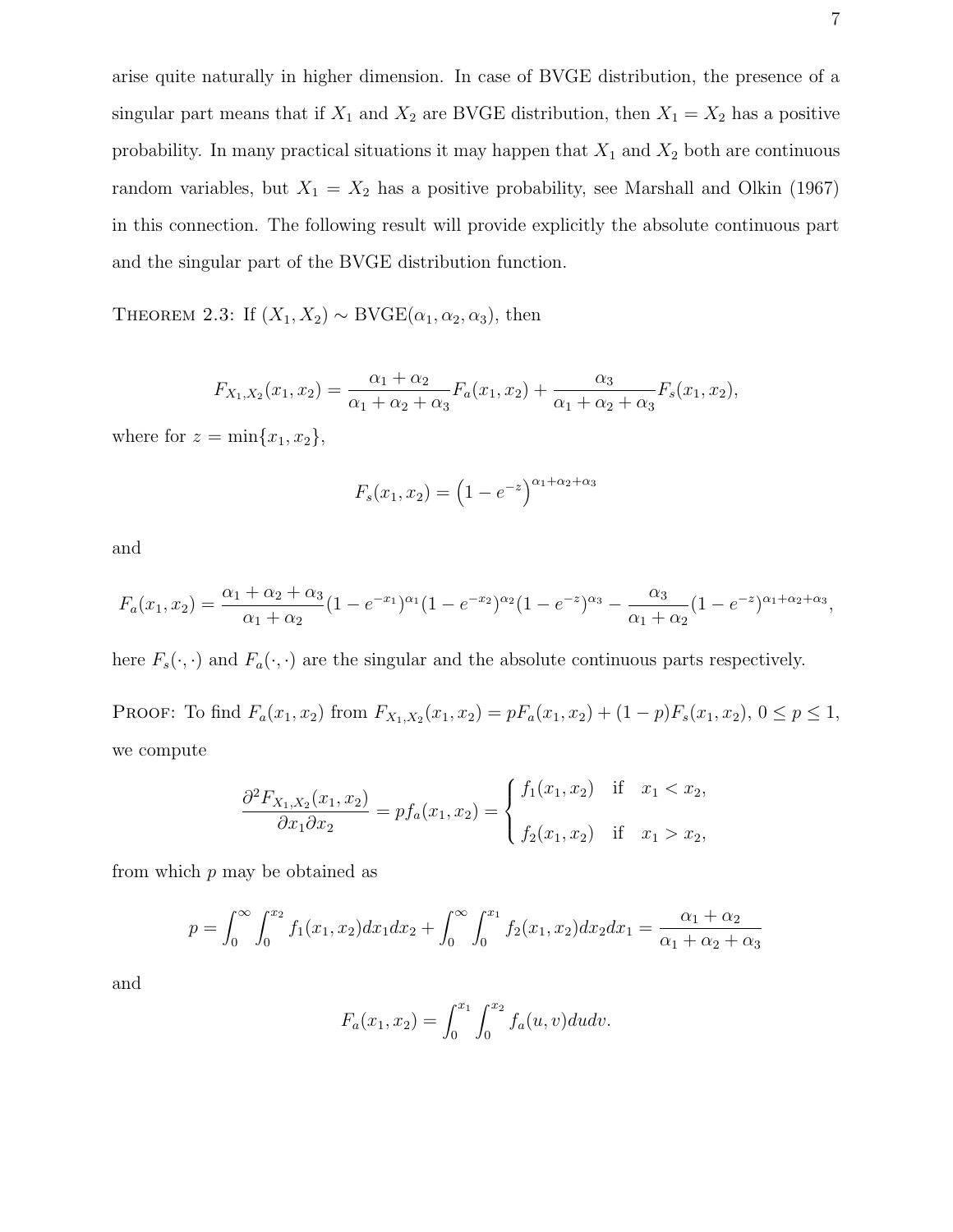arise quite naturally in higher dimension. In case of BVGE distribution, the presence of a singular part means that if $X_1$ and $X_2$ are BVGE distribution, then $X_1 = X_2$ has a positive probability. In many practical situations it may happen that $X_1$ and $X_2$ both are continuous random variables, but $X_1 = X_2$ has a positive probability, see Marshall and Olkin (1967) in this connection. The following result will provide explicitly the absolute continuous part and the singular part of the BVGE distribution function.

THEOREM 2.3: If $(X_1, X_2) \sim \text{BVGE}(\alpha_1, \alpha_2, \alpha_3)$, then

$$F_{X_1,X_2}(x_1, x_2) = \frac{\alpha_1 + \alpha_2}{\alpha_1 + \alpha_2 + \alpha_3} F_a(x_1, x_2) + \frac{\alpha_3}{\alpha_1 + \alpha_2 + \alpha_3} F_s(x_1, x_2),$$

where for $z = \min\{x_1, x_2\}$,

$$F_s(x_1, x_2) = \left(1 - e^{-z}\right)^{\alpha_1 + \alpha_2 + \alpha_3}$$

and

$$F_a(x_1, x_2) = \frac{\alpha_1 + \alpha_2 + \alpha_3}{\alpha_1 + \alpha_2}(1 - e^{-x_1})^{\alpha_1}(1 - e^{-x_2})^{\alpha_2}(1 - e^{-z})^{\alpha_3} - \frac{\alpha_3}{\alpha_1 + \alpha_2}(1 - e^{-z})^{\alpha_1 + \alpha_2 + \alpha_3},$$

here $F_s(\cdot, \cdot)$ and $F_a(\cdot, \cdot)$ are the singular and the absolute continuous parts respectively.

PROOF: To find $F_a(x_1, x_2)$ from $F_{X_1,X_2}(x_1, x_2) = pF_a(x_1, x_2) + (1 - p)F_s(x_1, x_2)$, $0 \leq p \leq 1$, we compute

$$\frac{\partial^2 F_{X_1,X_2}(x_1, x_2)}{\partial x_1 \partial x_2} = p f_a(x_1, x_2) = \begin{cases} f_1(x_1, x_2) & \text{if} \quad x_1 < x_2, \\ f_2(x_1, x_2) & \text{if} \quad x_1 > x_2, \end{cases}$$

from which $p$ may be obtained as

$$p = \int_0^\infty \int_0^{x_2} f_1(x_1, x_2) dx_1 dx_2 + \int_0^\infty \int_0^{x_1} f_2(x_1, x_2) dx_2 dx_1 = \frac{\alpha_1 + \alpha_2}{\alpha_1 + \alpha_2 + \alpha_3}$$

and

$$F_a(x_1, x_2) = \int_0^{x_1} \int_0^{x_2} f_a(u, v) du dv.$$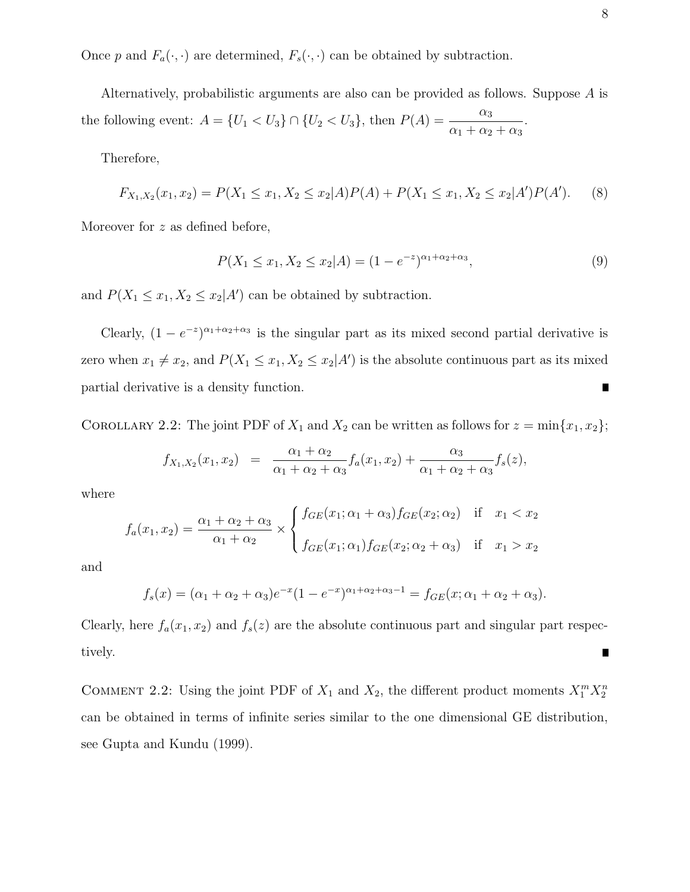Once $p$ and $F_a(\cdot,\cdot)$ are determined, $F_s(\cdot,\cdot)$ can be obtained by subtraction.

Alternatively, probabilistic arguments are also can be provided as follows. Suppose $A$ is the following event: $A = \{U_1 < U_3\} \cap \{U_2 < U_3\}$, then $P(A) = \dfrac{\alpha_3}{\alpha_1 + \alpha_2 + \alpha_3}$.

Therefore,

$$F_{X_1,X_2}(x_1, x_2) = P(X_1 \le x_1, X_2 \le x_2 | A)P(A) + P(X_1 \le x_1, X_2 \le x_2 | A')P(A'). \tag{8}$$

Moreover for $z$ as defined before,

$$P(X_1 \le x_1, X_2 \le x_2 | A) = (1 - e^{-z})^{\alpha_1+\alpha_2+\alpha_3}, \tag{9}$$

and $P(X_1 \le x_1, X_2 \le x_2 | A')$ can be obtained by subtraction.

Clearly, $(1 - e^{-z})^{\alpha_1+\alpha_2+\alpha_3}$ is the singular part as its mixed second partial derivative is zero when $x_1 \ne x_2$, and $P(X_1 \le x_1, X_2 \le x_2 | A')$ is the absolute continuous part as its mixed partial derivative is a density function. ∎

Corollary 2.2: The joint PDF of $X_1$ and $X_2$ can be written as follows for $z = \min\{x_1, x_2\}$;

$$f_{X_1,X_2}(x_1, x_2) = \frac{\alpha_1 + \alpha_2}{\alpha_1 + \alpha_2 + \alpha_3} f_a(x_1, x_2) + \frac{\alpha_3}{\alpha_1 + \alpha_2 + \alpha_3} f_s(z),$$

where

$$f_a(x_1, x_2) = \frac{\alpha_1 + \alpha_2 + \alpha_3}{\alpha_1 + \alpha_2} \times \begin{cases} f_{GE}(x_1; \alpha_1 + \alpha_3) f_{GE}(x_2; \alpha_2) & \text{if} \quad x_1 < x_2 \\ f_{GE}(x_1; \alpha_1) f_{GE}(x_2; \alpha_2 + \alpha_3) & \text{if} \quad x_1 > x_2 \end{cases}$$

and

$$f_s(x) = (\alpha_1 + \alpha_2 + \alpha_3) e^{-x} (1 - e^{-x})^{\alpha_1+\alpha_2+\alpha_3-1} = f_{GE}(x; \alpha_1 + \alpha_2 + \alpha_3).$$

Clearly, here $f_a(x_1, x_2)$ and $f_s(z)$ are the absolute continuous part and singular part respectively. ∎

Comment 2.2: Using the joint PDF of $X_1$ and $X_2$, the different product moments $X_1^m X_2^n$ can be obtained in terms of infinite series similar to the one dimensional GE distribution, see Gupta and Kundu (1999).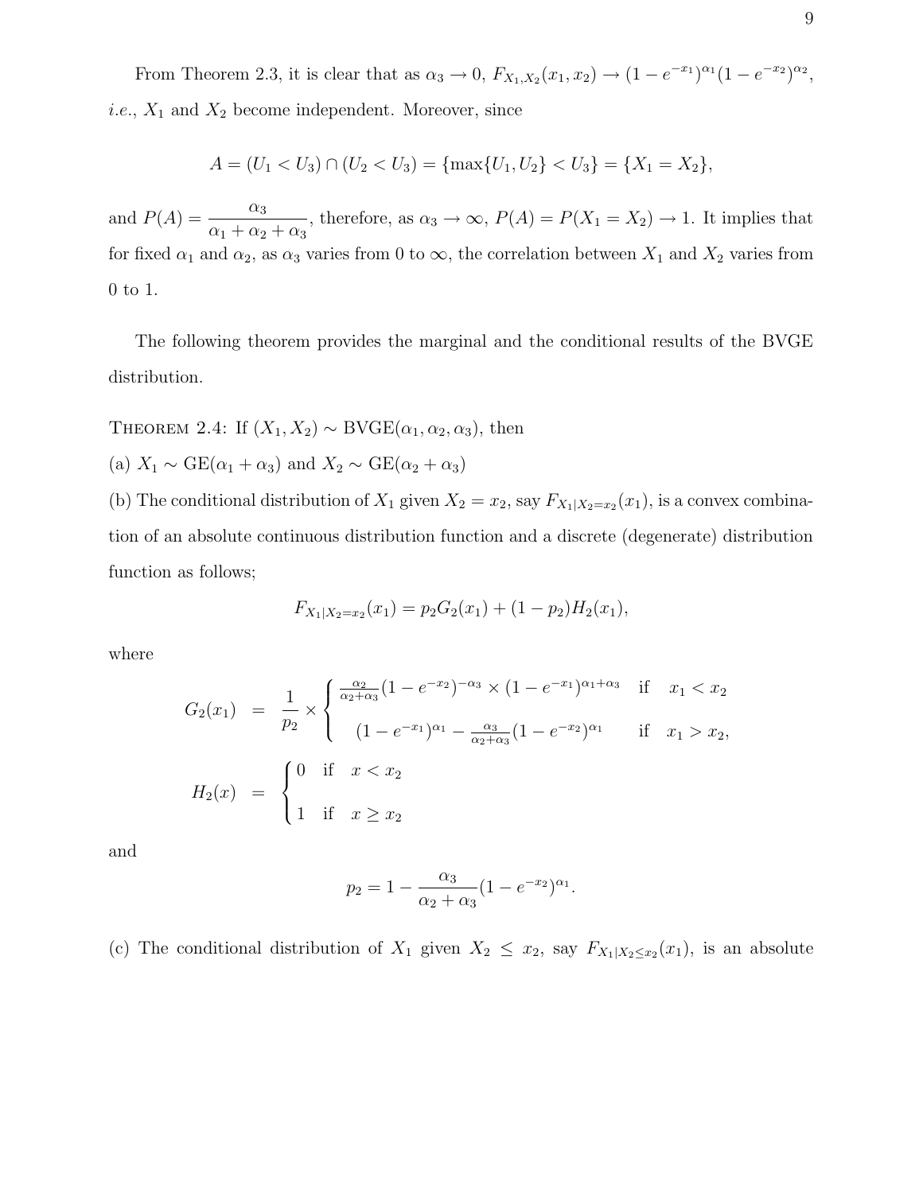From Theorem 2.3, it is clear that as $\alpha_3 \to 0$, $F_{X_1,X_2}(x_1, x_2) \to (1 - e^{-x_1})^{\alpha_1}(1 - e^{-x_2})^{\alpha_2}$, *i.e.*, $X_1$ and $X_2$ become independent. Moreover, since

$$A = (U_1 < U_3) \cap (U_2 < U_3) = \{\max\{U_1, U_2\} < U_3\} = \{X_1 = X_2\},$$

and $P(A) = \dfrac{\alpha_3}{\alpha_1 + \alpha_2 + \alpha_3}$, therefore, as $\alpha_3 \to \infty$, $P(A) = P(X_1 = X_2) \to 1$. It implies that for fixed $\alpha_1$ and $\alpha_2$, as $\alpha_3$ varies from 0 to $\infty$, the correlation between $X_1$ and $X_2$ varies from 0 to 1.

The following theorem provides the marginal and the conditional results of the BVGE distribution.

THEOREM 2.4: If $(X_1, X_2) \sim \text{BVGE}(\alpha_1, \alpha_2, \alpha_3)$, then

(a) $X_1 \sim \text{GE}(\alpha_1 + \alpha_3)$ and $X_2 \sim \text{GE}(\alpha_2 + \alpha_3)$

(b) The conditional distribution of $X_1$ given $X_2 = x_2$, say $F_{X_1|X_2=x_2}(x_1)$, is a convex combination of an absolute continuous distribution function and a discrete (degenerate) distribution function as follows;

$$F_{X_1|X_2=x_2}(x_1) = p_2 G_2(x_1) + (1 - p_2) H_2(x_1),$$

where

$$G_2(x_1) = \frac{1}{p_2} \times \begin{cases} \frac{\alpha_2}{\alpha_2+\alpha_3}(1 - e^{-x_2})^{-\alpha_3} \times (1 - e^{-x_1})^{\alpha_1+\alpha_3} & \text{if} \quad x_1 < x_2 \\ (1 - e^{-x_1})^{\alpha_1} - \frac{\alpha_3}{\alpha_2+\alpha_3}(1 - e^{-x_2})^{\alpha_1} & \text{if} \quad x_1 > x_2, \end{cases}$$

$$H_2(x) = \begin{cases} 0 & \text{if} \quad x < x_2 \\ 1 & \text{if} \quad x \geq x_2 \end{cases}$$

and

$$p_2 = 1 - \frac{\alpha_3}{\alpha_2 + \alpha_3}(1 - e^{-x_2})^{\alpha_1}.$$

(c) The conditional distribution of $X_1$ given $X_2 \leq x_2$, say $F_{X_1|X_2 \leq x_2}(x_1)$, is an absolute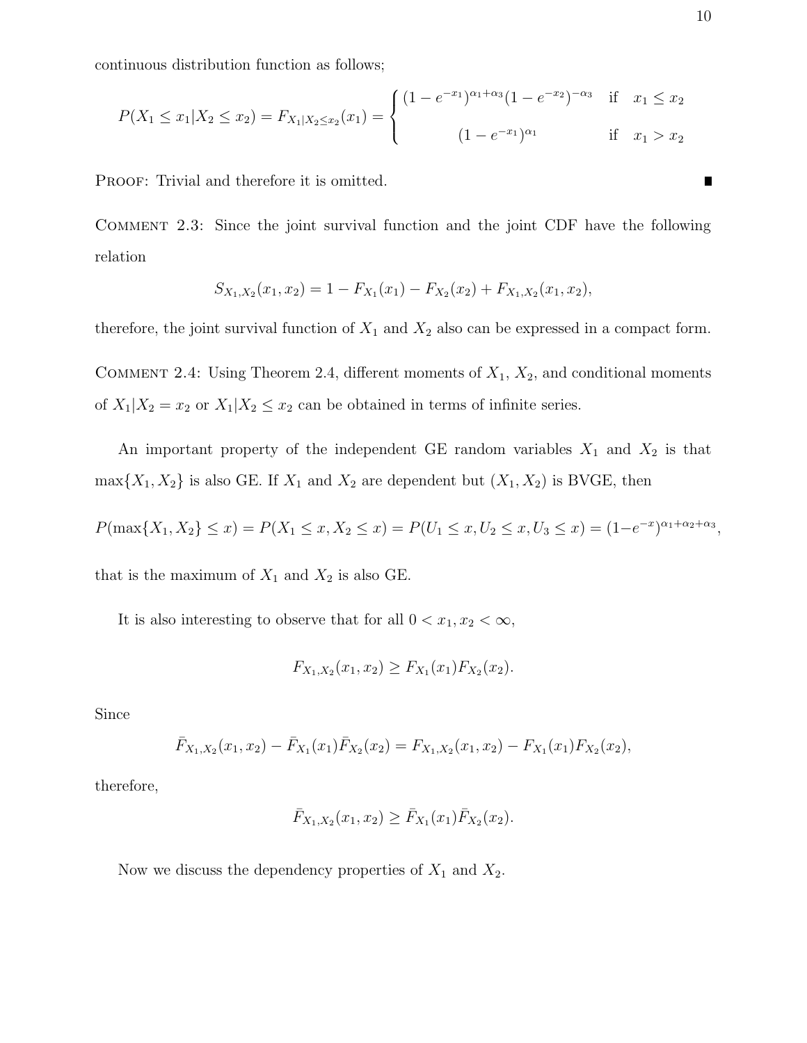continuous distribution function as follows;

$$P(X_1 \leq x_1 | X_2 \leq x_2) = F_{X_1|X_2 \leq x_2}(x_1) = \begin{cases} (1-e^{-x_1})^{\alpha_1+\alpha_3}(1-e^{-x_2})^{-\alpha_3} & \text{if} \quad x_1 \leq x_2 \\ \\ (1-e^{-x_1})^{\alpha_1} & \text{if} \quad x_1 > x_2 \end{cases}$$

PROOF: Trivial and therefore it is omitted. ∎

COMMENT 2.3: Since the joint survival function and the joint CDF have the following relation

$$S_{X_1,X_2}(x_1,x_2) = 1 - F_{X_1}(x_1) - F_{X_2}(x_2) + F_{X_1,X_2}(x_1,x_2),$$

therefore, the joint survival function of $X_1$ and $X_2$ also can be expressed in a compact form.

COMMENT 2.4: Using Theorem 2.4, different moments of $X_1$, $X_2$, and conditional moments of $X_1|X_2 = x_2$ or $X_1|X_2 \leq x_2$ can be obtained in terms of infinite series.

An important property of the independent GE random variables $X_1$ and $X_2$ is that $\max\{X_1, X_2\}$ is also GE. If $X_1$ and $X_2$ are dependent but $(X_1, X_2)$ is BVGE, then

$$P(\max\{X_1,X_2\} \leq x) = P(X_1 \leq x, X_2 \leq x) = P(U_1 \leq x, U_2 \leq x, U_3 \leq x) = (1-e^{-x})^{\alpha_1+\alpha_2+\alpha_3},$$

that is the maximum of $X_1$ and $X_2$ is also GE.

It is also interesting to observe that for all $0 < x_1, x_2 < \infty$,

$$F_{X_1,X_2}(x_1,x_2) \geq F_{X_1}(x_1)F_{X_2}(x_2).$$

Since

$$\bar{F}_{X_1,X_2}(x_1,x_2) - \bar{F}_{X_1}(x_1)\bar{F}_{X_2}(x_2) = F_{X_1,X_2}(x_1,x_2) - F_{X_1}(x_1)F_{X_2}(x_2),$$

therefore,

$$\bar{F}_{X_1,X_2}(x_1,x_2) \geq \bar{F}_{X_1}(x_1)\bar{F}_{X_2}(x_2).$$

Now we discuss the dependency properties of $X_1$ and $X_2$.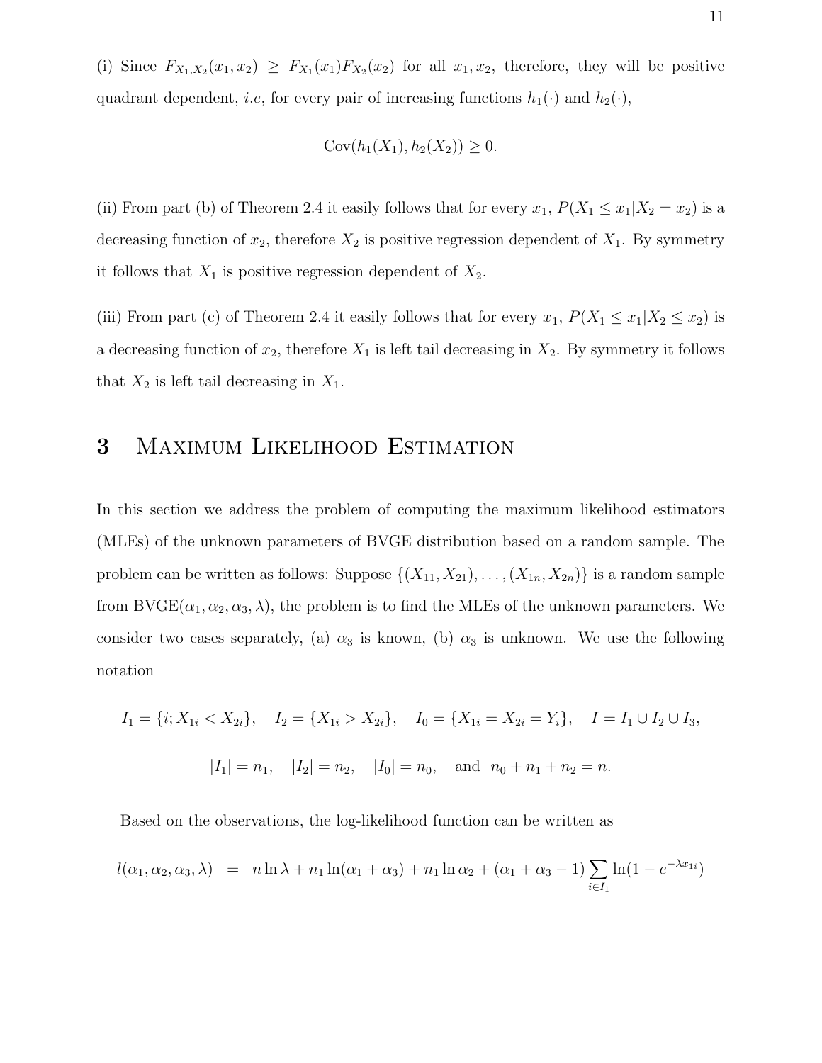(i) Since $F_{X_1,X_2}(x_1,x_2) \geq F_{X_1}(x_1)F_{X_2}(x_2)$ for all $x_1, x_2$, therefore, they will be positive quadrant dependent, *i.e*, for every pair of increasing functions $h_1(\cdot)$ and $h_2(\cdot)$,

$$\text{Cov}(h_1(X_1), h_2(X_2)) \geq 0.$$

(ii) From part (b) of Theorem 2.4 it easily follows that for every $x_1$, $P(X_1 \leq x_1 | X_2 = x_2)$ is a decreasing function of $x_2$, therefore $X_2$ is positive regression dependent of $X_1$. By symmetry it follows that $X_1$ is positive regression dependent of $X_2$.

(iii) From part (c) of Theorem 2.4 it easily follows that for every $x_1$, $P(X_1 \leq x_1 | X_2 \leq x_2)$ is a decreasing function of $x_2$, therefore $X_1$ is left tail decreasing in $X_2$. By symmetry it follows that $X_2$ is left tail decreasing in $X_1$.

# 3 Maximum Likelihood Estimation

In this section we address the problem of computing the maximum likelihood estimators (MLEs) of the unknown parameters of BVGE distribution based on a random sample. The problem can be written as follows: Suppose $\{(X_{11}, X_{21}), \ldots, (X_{1n}, X_{2n})\}$ is a random sample from BVGE$(\alpha_1, \alpha_2, \alpha_3, \lambda)$, the problem is to find the MLEs of the unknown parameters. We consider two cases separately, (a) $\alpha_3$ is known, (b) $\alpha_3$ is unknown. We use the following notation

$$I_1 = \{i; X_{1i} < X_{2i}\}, \quad I_2 = \{X_{1i} > X_{2i}\}, \quad I_0 = \{X_{1i} = X_{2i} = Y_i\}, \quad I = I_1 \cup I_2 \cup I_3,$$

$$|I_1| = n_1, \quad |I_2| = n_2, \quad |I_0| = n_0, \quad \text{and} \quad n_0 + n_1 + n_2 = n.$$

Based on the observations, the log-likelihood function can be written as

$$l(\alpha_1, \alpha_2, \alpha_3, \lambda) \quad = \quad n \ln \lambda + n_1 \ln(\alpha_1 + \alpha_3) + n_1 \ln \alpha_2 + (\alpha_1 + \alpha_3 - 1) \sum_{i \in I_1} \ln(1 - e^{-\lambda x_{1i}})$$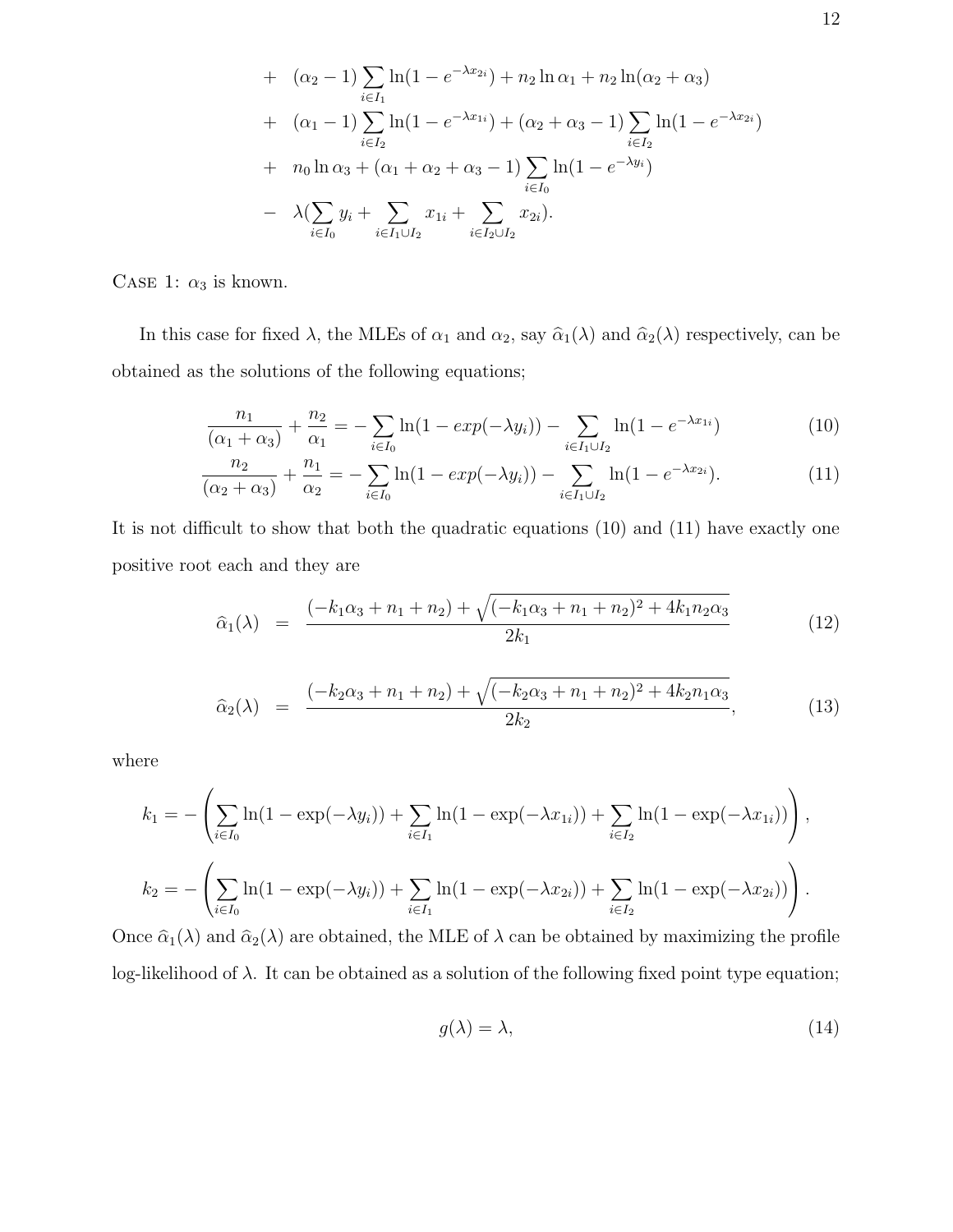$$
\begin{aligned}
&+ \quad (\alpha_2 - 1)\sum_{i \in I_1} \ln(1 - e^{-\lambda x_{2i}}) + n_2 \ln \alpha_1 + n_2 \ln(\alpha_2 + \alpha_3) \\
&+ \quad (\alpha_1 - 1)\sum_{i \in I_2} \ln(1 - e^{-\lambda x_{1i}}) + (\alpha_2 + \alpha_3 - 1)\sum_{i \in I_2} \ln(1 - e^{-\lambda x_{2i}}) \\
&+ \quad n_0 \ln \alpha_3 + (\alpha_1 + \alpha_2 + \alpha_3 - 1)\sum_{i \in I_0} \ln(1 - e^{-\lambda y_i}) \\
&- \quad \lambda\Big(\sum_{i \in I_0} y_i + \sum_{i \in I_1 \cup I_2} x_{1i} + \sum_{i \in I_2 \cup I_2} x_{2i}\Big).
\end{aligned}
$$

Case 1: $\alpha_3$ is known.

In this case for fixed $\lambda$, the MLEs of $\alpha_1$ and $\alpha_2$, say $\widehat{\alpha}_1(\lambda)$ and $\widehat{\alpha}_2(\lambda)$ respectively, can be obtained as the solutions of the following equations;

$$
\frac{n_1}{(\alpha_1 + \alpha_3)} + \frac{n_2}{\alpha_1} = -\sum_{i \in I_0} \ln(1 - exp(-\lambda y_i)) - \sum_{i \in I_1 \cup I_2} \ln(1 - e^{-\lambda x_{1i}}) \tag{10}
$$

$$
\frac{n_2}{(\alpha_2 + \alpha_3)} + \frac{n_1}{\alpha_2} = -\sum_{i \in I_0} \ln(1 - exp(-\lambda y_i)) - \sum_{i \in I_1 \cup I_2} \ln(1 - e^{-\lambda x_{2i}}). \tag{11}
$$

It is not difficult to show that both the quadratic equations (10) and (11) have exactly one positive root each and they are

$$
\widehat{\alpha}_1(\lambda) = \frac{(-k_1\alpha_3 + n_1 + n_2) + \sqrt{(-k_1\alpha_3 + n_1 + n_2)^2 + 4k_1 n_2 \alpha_3}}{2k_1} \tag{12}
$$

$$
\widehat{\alpha}_2(\lambda) = \frac{(-k_2\alpha_3 + n_1 + n_2) + \sqrt{(-k_2\alpha_3 + n_1 + n_2)^2 + 4k_2 n_1 \alpha_3}}{2k_2}, \tag{13}
$$

where

$$
k_1 = -\left(\sum_{i \in I_0} \ln(1 - \exp(-\lambda y_i)) + \sum_{i \in I_1} \ln(1 - \exp(-\lambda x_{1i})) + \sum_{i \in I_2} \ln(1 - \exp(-\lambda x_{1i}))\right),
$$

$$
k_2 = -\left(\sum_{i \in I_0} \ln(1 - \exp(-\lambda y_i)) + \sum_{i \in I_1} \ln(1 - \exp(-\lambda x_{2i})) + \sum_{i \in I_2} \ln(1 - \exp(-\lambda x_{2i}))\right).
$$

Once $\widehat{\alpha}_1(\lambda)$ and $\widehat{\alpha}_2(\lambda)$ are obtained, the MLE of $\lambda$ can be obtained by maximizing the profile log-likelihood of $\lambda$. It can be obtained as a solution of the following fixed point type equation;

$$
g(\lambda) = \lambda, \tag{14}
$$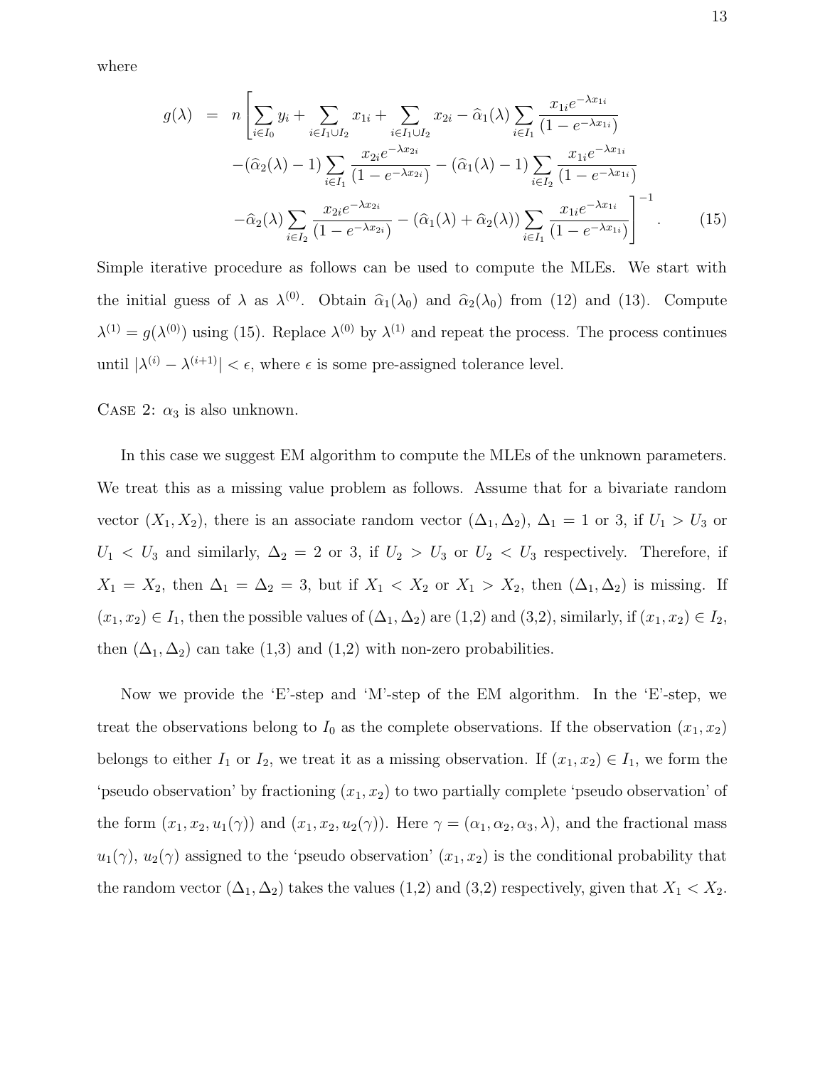where

$$
\begin{aligned}
g(\lambda) \;=\; n\Bigg[ & \sum_{i \in I_0} y_i + \sum_{i \in I_1 \cup I_2} x_{1i} + \sum_{i \in I_1 \cup I_2} x_{2i} - \widehat{\alpha}_1(\lambda) \sum_{i \in I_1} \frac{x_{1i} e^{-\lambda x_{1i}}}{(1 - e^{-\lambda x_{1i}})} \\
& - (\widehat{\alpha}_2(\lambda) - 1) \sum_{i \in I_1} \frac{x_{2i} e^{-\lambda x_{2i}}}{(1 - e^{-\lambda x_{2i}})} - (\widehat{\alpha}_1(\lambda) - 1) \sum_{i \in I_2} \frac{x_{1i} e^{-\lambda x_{1i}}}{(1 - e^{-\lambda x_{1i}})} \\
& - \widehat{\alpha}_2(\lambda) \sum_{i \in I_2} \frac{x_{2i} e^{-\lambda x_{2i}}}{(1 - e^{-\lambda x_{2i}})} - (\widehat{\alpha}_1(\lambda) + \widehat{\alpha}_2(\lambda)) \sum_{i \in I_1} \frac{x_{1i} e^{-\lambda x_{1i}}}{(1 - e^{-\lambda x_{1i}})} \Bigg]^{-1}. \qquad (15)
\end{aligned}
$$

Simple iterative procedure as follows can be used to compute the MLEs. We start with the initial guess of $\lambda$ as $\lambda^{(0)}$. Obtain $\widehat{\alpha}_1(\lambda_0)$ and $\widehat{\alpha}_2(\lambda_0)$ from (12) and (13). Compute $\lambda^{(1)} = g(\lambda^{(0)})$ using (15). Replace $\lambda^{(0)}$ by $\lambda^{(1)}$ and repeat the process. The process continues until $|\lambda^{(i)} - \lambda^{(i+1)}| < \epsilon$, where $\epsilon$ is some pre-assigned tolerance level.

Case 2: $\alpha_3$ is also unknown.

In this case we suggest EM algorithm to compute the MLEs of the unknown parameters. We treat this as a missing value problem as follows. Assume that for a bivariate random vector $(X_1, X_2)$, there is an associate random vector $(\Delta_1, \Delta_2)$, $\Delta_1 = 1$ or 3, if $U_1 > U_3$ or $U_1 < U_3$ and similarly, $\Delta_2 = 2$ or 3, if $U_2 > U_3$ or $U_2 < U_3$ respectively. Therefore, if $X_1 = X_2$, then $\Delta_1 = \Delta_2 = 3$, but if $X_1 < X_2$ or $X_1 > X_2$, then $(\Delta_1, \Delta_2)$ is missing. If $(x_1, x_2) \in I_1$, then the possible values of $(\Delta_1, \Delta_2)$ are (1,2) and (3,2), similarly, if $(x_1, x_2) \in I_2$, then $(\Delta_1, \Delta_2)$ can take (1,3) and (1,2) with non-zero probabilities.

Now we provide the 'E'-step and 'M'-step of the EM algorithm. In the 'E'-step, we treat the observations belong to $I_0$ as the complete observations. If the observation $(x_1, x_2)$ belongs to either $I_1$ or $I_2$, we treat it as a missing observation. If $(x_1, x_2) \in I_1$, we form the 'pseudo observation' by fractioning $(x_1, x_2)$ to two partially complete 'pseudo observation' of the form $(x_1, x_2, u_1(\gamma))$ and $(x_1, x_2, u_2(\gamma))$. Here $\gamma = (\alpha_1, \alpha_2, \alpha_3, \lambda)$, and the fractional mass $u_1(\gamma)$, $u_2(\gamma)$ assigned to the 'pseudo observation' $(x_1, x_2)$ is the conditional probability that the random vector $(\Delta_1, \Delta_2)$ takes the values (1,2) and (3,2) respectively, given that $X_1 < X_2$.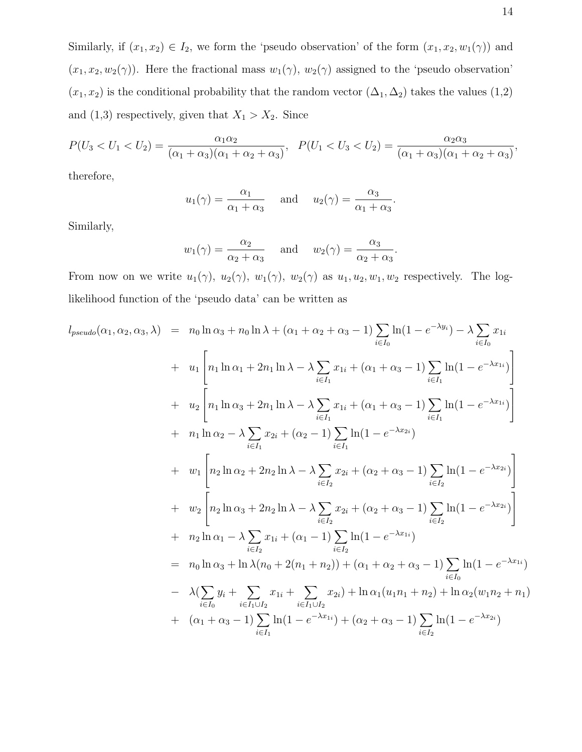Similarly, if $(x_1, x_2) \in I_2$, we form the 'pseudo observation' of the form $(x_1, x_2, w_1(\gamma))$ and $(x_1, x_2, w_2(\gamma))$. Here the fractional mass $w_1(\gamma)$, $w_2(\gamma)$ assigned to the 'pseudo observation' $(x_1, x_2)$ is the conditional probability that the random vector $(\Delta_1, \Delta_2)$ takes the values (1,2) and (1,3) respectively, given that $X_1 > X_2$. Since

$$
P(U_3 < U_1 < U_2) = \frac{\alpha_1 \alpha_2}{(\alpha_1 + \alpha_3)(\alpha_1 + \alpha_2 + \alpha_3)}, \quad P(U_1 < U_3 < U_2) = \frac{\alpha_2 \alpha_3}{(\alpha_1 + \alpha_3)(\alpha_1 + \alpha_2 + \alpha_3)},
$$

therefore,

$$
u_1(\gamma) = \frac{\alpha_1}{\alpha_1 + \alpha_3} \quad \text{and} \quad u_2(\gamma) = \frac{\alpha_3}{\alpha_1 + \alpha_3}.
$$

Similarly,

$$
w_1(\gamma) = \frac{\alpha_2}{\alpha_2 + \alpha_3} \quad \text{and} \quad w_2(\gamma) = \frac{\alpha_3}{\alpha_2 + \alpha_3}.
$$

From now on we write $u_1(\gamma)$, $u_2(\gamma)$, $w_1(\gamma)$, $w_2(\gamma)$ as $u_1, u_2, w_1, w_2$ respectively. The log-likelihood function of the 'pseudo data' can be written as

$$
\begin{aligned}
l_{pseudo}(\alpha_1, \alpha_2, \alpha_3, \lambda) &= n_0 \ln \alpha_3 + n_0 \ln \lambda + (\alpha_1 + \alpha_2 + \alpha_3 - 1) \sum_{i \in I_0} \ln(1 - e^{-\lambda y_i}) - \lambda \sum_{i \in I_0} x_{1i} \\
&+ u_1 \left[ n_1 \ln \alpha_1 + 2n_1 \ln \lambda - \lambda \sum_{i \in I_1} x_{1i} + (\alpha_1 + \alpha_3 - 1) \sum_{i \in I_1} \ln(1 - e^{-\lambda x_{1i}}) \right] \\
&+ u_2 \left[ n_1 \ln \alpha_3 + 2n_1 \ln \lambda - \lambda \sum_{i \in I_1} x_{1i} + (\alpha_1 + \alpha_3 - 1) \sum_{i \in I_1} \ln(1 - e^{-\lambda x_{1i}}) \right] \\
&+ n_1 \ln \alpha_2 - \lambda \sum_{i \in I_1} x_{2i} + (\alpha_2 - 1) \sum_{i \in I_1} \ln(1 - e^{-\lambda x_{2i}}) \\
&+ w_1 \left[ n_2 \ln \alpha_2 + 2n_2 \ln \lambda - \lambda \sum_{i \in I_2} x_{2i} + (\alpha_2 + \alpha_3 - 1) \sum_{i \in I_2} \ln(1 - e^{-\lambda x_{2i}}) \right] \\
&+ w_2 \left[ n_2 \ln \alpha_3 + 2n_2 \ln \lambda - \lambda \sum_{i \in I_2} x_{2i} + (\alpha_2 + \alpha_3 - 1) \sum_{i \in I_2} \ln(1 - e^{-\lambda x_{2i}}) \right] \\
&+ n_2 \ln \alpha_1 - \lambda \sum_{i \in I_2} x_{1i} + (\alpha_1 - 1) \sum_{i \in I_2} \ln(1 - e^{-\lambda x_{1i}}) \\
&= n_0 \ln \alpha_3 + \ln \lambda (n_0 + 2(n_1 + n_2)) + (\alpha_1 + \alpha_2 + \alpha_3 - 1) \sum_{i \in I_0} \ln(1 - e^{-\lambda x_{1i}}) \\
&- \lambda (\sum_{i \in I_0} y_i + \sum_{i \in I_1 \cup I_2} x_{1i} + \sum_{i \in I_1 \cup I_2} x_{2i}) + \ln \alpha_1 (u_1 n_1 + n_2) + \ln \alpha_2 (w_1 n_2 + n_1) \\
&+ (\alpha_1 + \alpha_3 - 1) \sum_{i \in I_1} \ln(1 - e^{-\lambda x_{1i}}) + (\alpha_2 + \alpha_3 - 1) \sum_{i \in I_2} \ln(1 - e^{-\lambda x_{2i}})
\end{aligned}
$$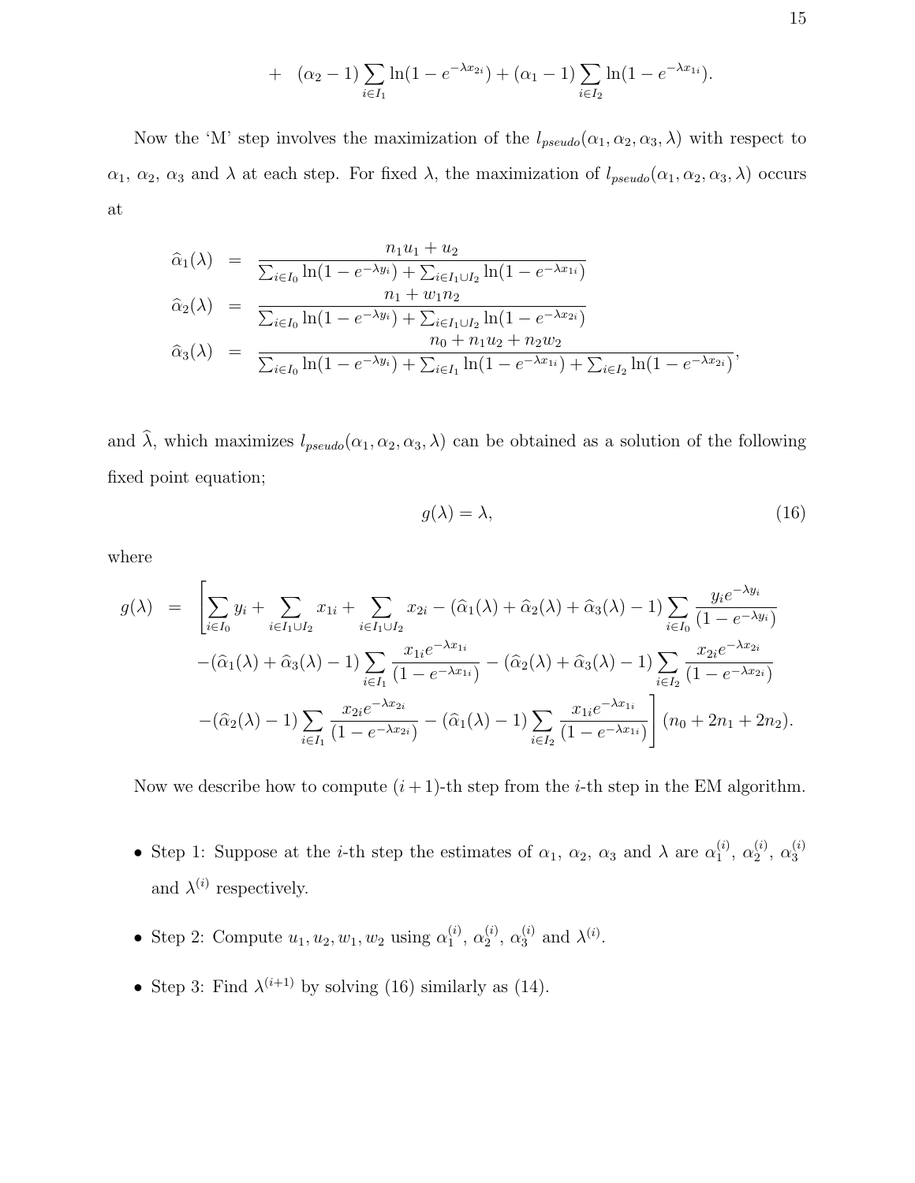$$+ \quad (\alpha_2 - 1)\sum_{i \in I_1} \ln(1 - e^{-\lambda x_{2i}}) + (\alpha_1 - 1)\sum_{i \in I_2} \ln(1 - e^{-\lambda x_{1i}}).$$

Now the 'M' step involves the maximization of the $l_{pseudo}(\alpha_1, \alpha_2, \alpha_3, \lambda)$ with respect to $\alpha_1$, $\alpha_2$, $\alpha_3$ and $\lambda$ at each step. For fixed $\lambda$, the maximization of $l_{pseudo}(\alpha_1, \alpha_2, \alpha_3, \lambda)$ occurs at

$$
\begin{aligned}
\widehat{\alpha}_1(\lambda) &= \frac{n_1 u_1 + u_2}{\sum_{i \in I_0} \ln(1 - e^{-\lambda y_i}) + \sum_{i \in I_1 \cup I_2} \ln(1 - e^{-\lambda x_{1i}})} \\
\widehat{\alpha}_2(\lambda) &= \frac{n_1 + w_1 n_2}{\sum_{i \in I_0} \ln(1 - e^{-\lambda y_i}) + \sum_{i \in I_1 \cup I_2} \ln(1 - e^{-\lambda x_{2i}})} \\
\widehat{\alpha}_3(\lambda) &= \frac{n_0 + n_1 u_2 + n_2 w_2}{\sum_{i \in I_0} \ln(1 - e^{-\lambda y_i}) + \sum_{i \in I_1} \ln(1 - e^{-\lambda x_{1i}}) + \sum_{i \in I_2} \ln(1 - e^{-\lambda x_{2i}})},
\end{aligned}
$$

and $\widehat{\lambda}$, which maximizes $l_{pseudo}(\alpha_1, \alpha_2, \alpha_3, \lambda)$ can be obtained as a solution of the following fixed point equation;

$$g(\lambda) = \lambda, \tag{16}$$

where

$$
\begin{aligned}
g(\lambda) = \Bigg[ & \sum_{i \in I_0} y_i + \sum_{i \in I_1 \cup I_2} x_{1i} + \sum_{i \in I_1 \cup I_2} x_{2i} - (\widehat{\alpha}_1(\lambda) + \widehat{\alpha}_2(\lambda) + \widehat{\alpha}_3(\lambda) - 1) \sum_{i \in I_0} \frac{y_i e^{-\lambda y_i}}{(1 - e^{-\lambda y_i})} \\
& - (\widehat{\alpha}_1(\lambda) + \widehat{\alpha}_3(\lambda) - 1) \sum_{i \in I_1} \frac{x_{1i} e^{-\lambda x_{1i}}}{(1 - e^{-\lambda x_{1i}})} - (\widehat{\alpha}_2(\lambda) + \widehat{\alpha}_3(\lambda) - 1) \sum_{i \in I_2} \frac{x_{2i} e^{-\lambda x_{2i}}}{(1 - e^{-\lambda x_{2i}})} \\
& - (\widehat{\alpha}_2(\lambda) - 1) \sum_{i \in I_1} \frac{x_{2i} e^{-\lambda x_{2i}}}{(1 - e^{-\lambda x_{2i}})} - (\widehat{\alpha}_1(\lambda) - 1) \sum_{i \in I_2} \frac{x_{1i} e^{-\lambda x_{1i}}}{(1 - e^{-\lambda x_{1i}})} \Bigg] (n_0 + 2n_1 + 2n_2).
\end{aligned}
$$

Now we describe how to compute $(i+1)$-th step from the $i$-th step in the EM algorithm.

- Step 1: Suppose at the $i$-th step the estimates of $\alpha_1$, $\alpha_2$, $\alpha_3$ and $\lambda$ are $\alpha_1^{(i)}$, $\alpha_2^{(i)}$, $\alpha_3^{(i)}$ and $\lambda^{(i)}$ respectively.
- Step 2: Compute $u_1, u_2, w_1, w_2$ using $\alpha_1^{(i)}$, $\alpha_2^{(i)}$, $\alpha_3^{(i)}$ and $\lambda^{(i)}$.
- Step 3: Find $\lambda^{(i+1)}$ by solving (16) similarly as (14).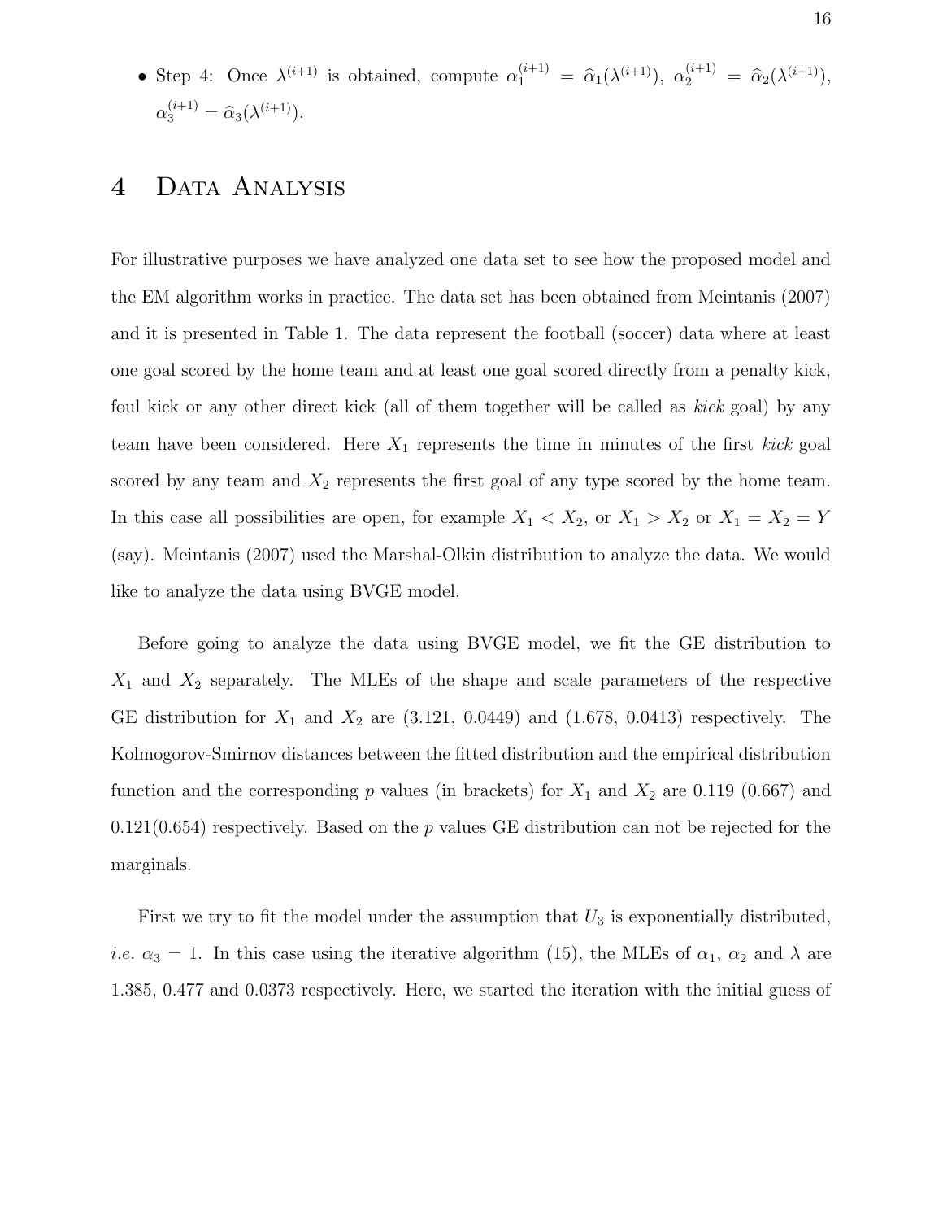- Step 4: Once $\lambda^{(i+1)}$ is obtained, compute $\alpha_1^{(i+1)} = \widehat{\alpha}_1(\lambda^{(i+1)})$, $\alpha_2^{(i+1)} = \widehat{\alpha}_2(\lambda^{(i+1)})$, $\alpha_3^{(i+1)} = \widehat{\alpha}_3(\lambda^{(i+1)})$.

# 4 Data Analysis

For illustrative purposes we have analyzed one data set to see how the proposed model and the EM algorithm works in practice. The data set has been obtained from Meintanis (2007) and it is presented in Table 1. The data represent the football (soccer) data where at least one goal scored by the home team and at least one goal scored directly from a penalty kick, foul kick or any other direct kick (all of them together will be called as *kick* goal) by any team have been considered. Here $X_1$ represents the time in minutes of the first *kick* goal scored by any team and $X_2$ represents the first goal of any type scored by the home team. In this case all possibilities are open, for example $X_1 < X_2$, or $X_1 > X_2$ or $X_1 = X_2 = Y$ (say). Meintanis (2007) used the Marshal-Olkin distribution to analyze the data. We would like to analyze the data using BVGE model.

Before going to analyze the data using BVGE model, we fit the GE distribution to $X_1$ and $X_2$ separately. The MLEs of the shape and scale parameters of the respective GE distribution for $X_1$ and $X_2$ are (3.121, 0.0449) and (1.678, 0.0413) respectively. The Kolmogorov-Smirnov distances between the fitted distribution and the empirical distribution function and the corresponding $p$ values (in brackets) for $X_1$ and $X_2$ are 0.119 (0.667) and 0.121(0.654) respectively. Based on the $p$ values GE distribution can not be rejected for the marginals.

First we try to fit the model under the assumption that $U_3$ is exponentially distributed, *i.e.* $\alpha_3 = 1$. In this case using the iterative algorithm (15), the MLEs of $\alpha_1$, $\alpha_2$ and $\lambda$ are 1.385, 0.477 and 0.0373 respectively. Here, we started the iteration with the initial guess of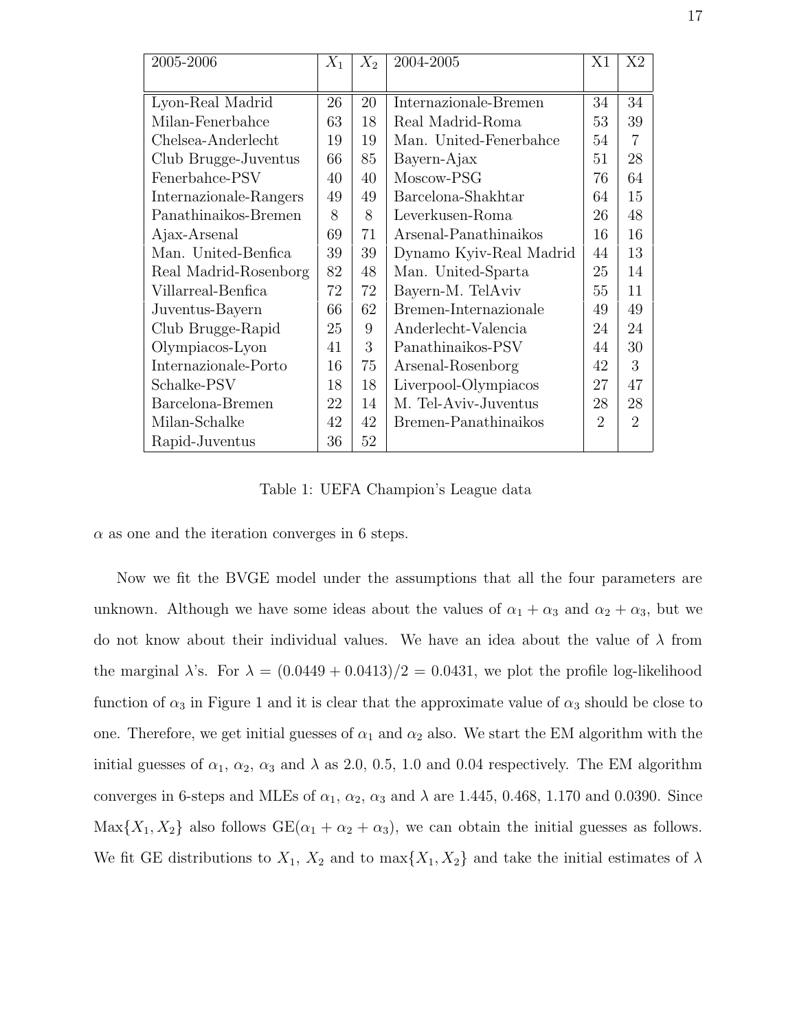| 2005-2006 | $X_1$ | $X_2$ | 2004-2005 | X1 | X2 |
|---|---|---|---|---|---|
| Lyon-Real Madrid | 26 | 20 | Internazionale-Bremen | 34 | 34 |
| Milan-Fenerbahce | 63 | 18 | Real Madrid-Roma | 53 | 39 |
| Chelsea-Anderlecht | 19 | 19 | Man. United-Fenerbahce | 54 | 7 |
| Club Brugge-Juventus | 66 | 85 | Bayern-Ajax | 51 | 28 |
| Fenerbahce-PSV | 40 | 40 | Moscow-PSG | 76 | 64 |
| Internazionale-Rangers | 49 | 49 | Barcelona-Shakhtar | 64 | 15 |
| Panathinaikos-Bremen | 8 | 8 | Leverkusen-Roma | 26 | 48 |
| Ajax-Arsenal | 69 | 71 | Arsenal-Panathinaikos | 16 | 16 |
| Man. United-Benfica | 39 | 39 | Dynamo Kyiv-Real Madrid | 44 | 13 |
| Real Madrid-Rosenborg | 82 | 48 | Man. United-Sparta | 25 | 14 |
| Villarreal-Benfica | 72 | 72 | Bayern-M. TelAviv | 55 | 11 |
| Juventus-Bayern | 66 | 62 | Bremen-Internazionale | 49 | 49 |
| Club Brugge-Rapid | 25 | 9 | Anderlecht-Valencia | 24 | 24 |
| Olympiacos-Lyon | 41 | 3 | Panathinaikos-PSV | 44 | 30 |
| Internazionale-Porto | 16 | 75 | Arsenal-Rosenborg | 42 | 3 |
| Schalke-PSV | 18 | 18 | Liverpool-Olympiacos | 27 | 47 |
| Barcelona-Bremen | 22 | 14 | M. Tel-Aviv-Juventus | 28 | 28 |
| Milan-Schalke | 42 | 42 | Bremen-Panathinaikos | 2 | 2 |
| Rapid-Juventus | 36 | 52 | | | |

Table 1: UEFA Champion's League data

$\alpha$ as one and the iteration converges in 6 steps.

Now we fit the BVGE model under the assumptions that all the four parameters are unknown. Although we have some ideas about the values of $\alpha_1 + \alpha_3$ and $\alpha_2 + \alpha_3$, but we do not know about their individual values. We have an idea about the value of $\lambda$ from the marginal $\lambda$'s. For $\lambda = (0.0449 + 0.0413)/2 = 0.0431$, we plot the profile log-likelihood function of $\alpha_3$ in Figure 1 and it is clear that the approximate value of $\alpha_3$ should be close to one. Therefore, we get initial guesses of $\alpha_1$ and $\alpha_2$ also. We start the EM algorithm with the initial guesses of $\alpha_1$, $\alpha_2$, $\alpha_3$ and $\lambda$ as 2.0, 0.5, 1.0 and 0.04 respectively. The EM algorithm converges in 6-steps and MLEs of $\alpha_1$, $\alpha_2$, $\alpha_3$ and $\lambda$ are 1.445, 0.468, 1.170 and 0.0390. Since $\text{Max}\{X_1, X_2\}$ also follows $\text{GE}(\alpha_1 + \alpha_2 + \alpha_3)$, we can obtain the initial guesses as follows. We fit GE distributions to $X_1$, $X_2$ and to $\max\{X_1, X_2\}$ and take the initial estimates of $\lambda$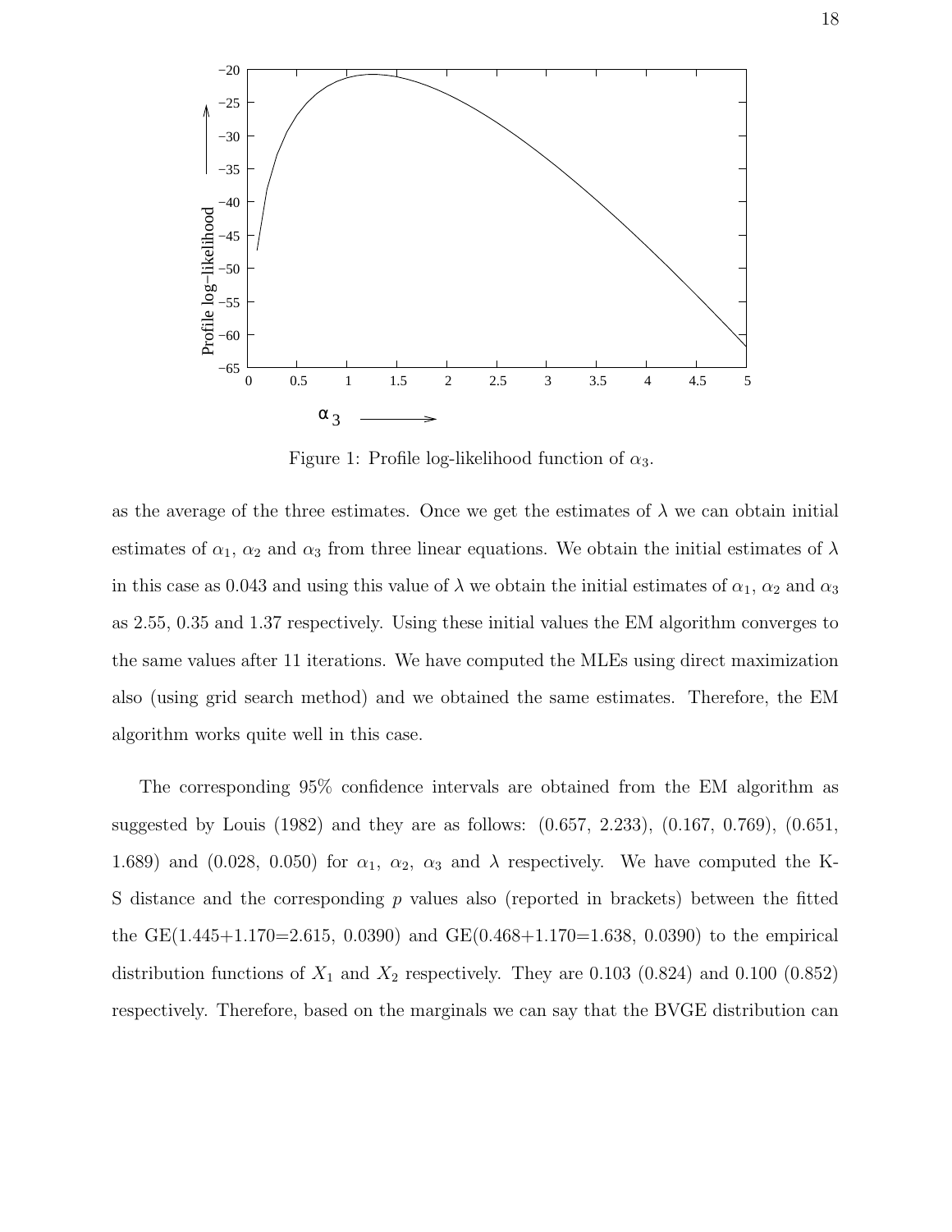Figure 1: Profile log-likelihood function of $\alpha_3$.

as the average of the three estimates. Once we get the estimates of $\lambda$ we can obtain initial estimates of $\alpha_1$, $\alpha_2$ and $\alpha_3$ from three linear equations. We obtain the initial estimates of $\lambda$ in this case as 0.043 and using this value of $\lambda$ we obtain the initial estimates of $\alpha_1$, $\alpha_2$ and $\alpha_3$ as 2.55, 0.35 and 1.37 respectively. Using these initial values the EM algorithm converges to the same values after 11 iterations. We have computed the MLEs using direct maximization also (using grid search method) and we obtained the same estimates. Therefore, the EM algorithm works quite well in this case.

The corresponding 95% confidence intervals are obtained from the EM algorithm as suggested by Louis (1982) and they are as follows: (0.657, 2.233), (0.167, 0.769), (0.651, 1.689) and (0.028, 0.050) for $\alpha_1$, $\alpha_2$, $\alpha_3$ and $\lambda$ respectively. We have computed the K-S distance and the corresponding $p$ values also (reported in brackets) between the fitted the GE(1.445+1.170=2.615, 0.0390) and GE(0.468+1.170=1.638, 0.0390) to the empirical distribution functions of $X_1$ and $X_2$ respectively. They are 0.103 (0.824) and 0.100 (0.852) respectively. Therefore, based on the marginals we can say that the BVGE distribution can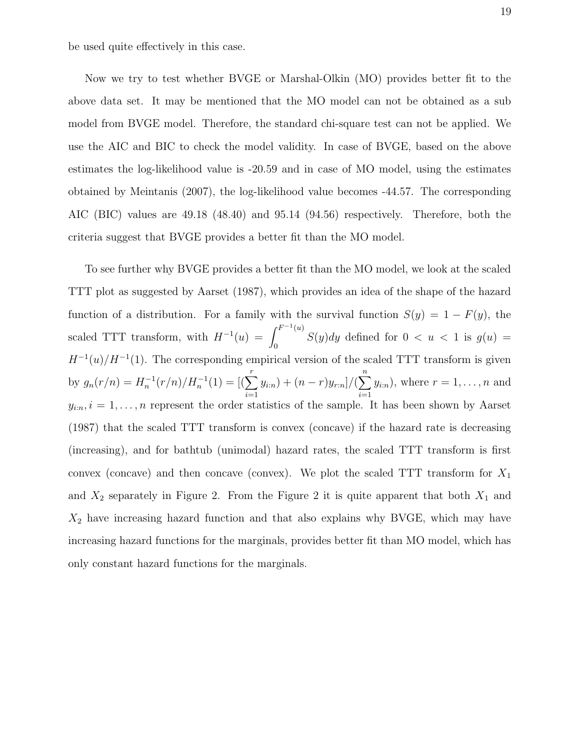be used quite effectively in this case.

Now we try to test whether BVGE or Marshal-Olkin (MO) provides better fit to the above data set. It may be mentioned that the MO model can not be obtained as a sub model from BVGE model. Therefore, the standard chi-square test can not be applied. We use the AIC and BIC to check the model validity. In case of BVGE, based on the above estimates the log-likelihood value is -20.59 and in case of MO model, using the estimates obtained by Meintanis (2007), the log-likelihood value becomes -44.57. The corresponding AIC (BIC) values are 49.18 (48.40) and 95.14 (94.56) respectively. Therefore, both the criteria suggest that BVGE provides a better fit than the MO model.

To see further why BVGE provides a better fit than the MO model, we look at the scaled TTT plot as suggested by Aarset (1987), which provides an idea of the shape of the hazard function of a distribution. For a family with the survival function $S(y) = 1 - F(y)$, the scaled TTT transform, with $H^{-1}(u) = \int_0^{F^{-1}(u)} S(y)dy$ defined for $0 < u < 1$ is $g(u) = H^{-1}(u)/H^{-1}(1)$. The corresponding empirical version of the scaled TTT transform is given by $g_n(r/n) = H_n^{-1}(r/n)/H_n^{-1}(1) = [(\sum_{i=1}^{r} y_{i:n}) + (n-r)y_{r:n}]/(\sum_{i=1}^{n} y_{i:n})$, where $r = 1, \ldots, n$ and $y_{i:n}, i = 1, \ldots, n$ represent the order statistics of the sample. It has been shown by Aarset (1987) that the scaled TTT transform is convex (concave) if the hazard rate is decreasing (increasing), and for bathtub (unimodal) hazard rates, the scaled TTT transform is first convex (concave) and then concave (convex). We plot the scaled TTT transform for $X_1$ and $X_2$ separately in Figure 2. From the Figure 2 it is quite apparent that both $X_1$ and $X_2$ have increasing hazard function and that also explains why BVGE, which may have increasing hazard functions for the marginals, provides better fit than MO model, which has only constant hazard functions for the marginals.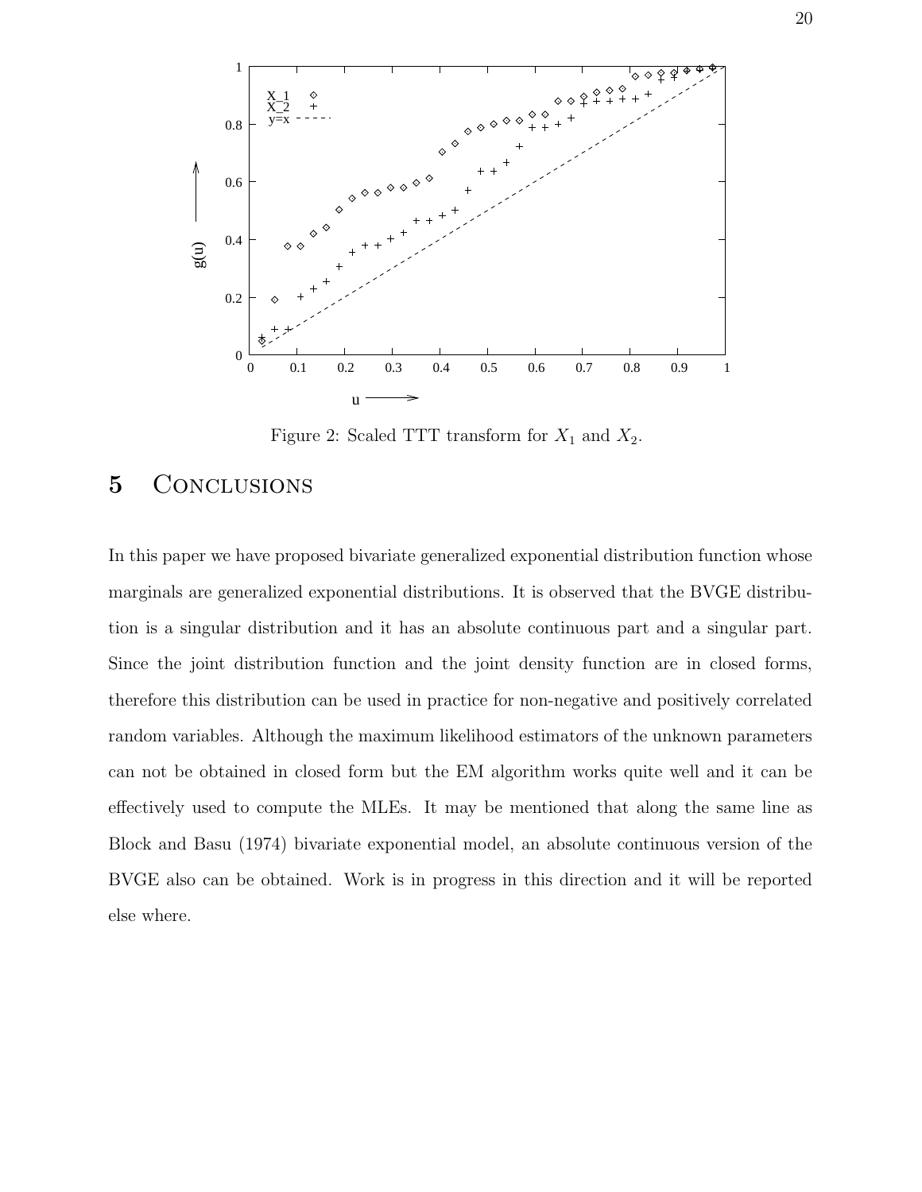Figure 2: Scaled TTT transform for $X_1$ and $X_2$.

## 5 Conclusions

In this paper we have proposed bivariate generalized exponential distribution function whose marginals are generalized exponential distributions. It is observed that the BVGE distribution is a singular distribution and it has an absolute continuous part and a singular part. Since the joint distribution function and the joint density function are in closed forms, therefore this distribution can be used in practice for non-negative and positively correlated random variables. Although the maximum likelihood estimators of the unknown parameters can not be obtained in closed form but the EM algorithm works quite well and it can be effectively used to compute the MLEs. It may be mentioned that along the same line as Block and Basu (1974) bivariate exponential model, an absolute continuous version of the BVGE also can be obtained. Work is in progress in this direction and it will be reported else where.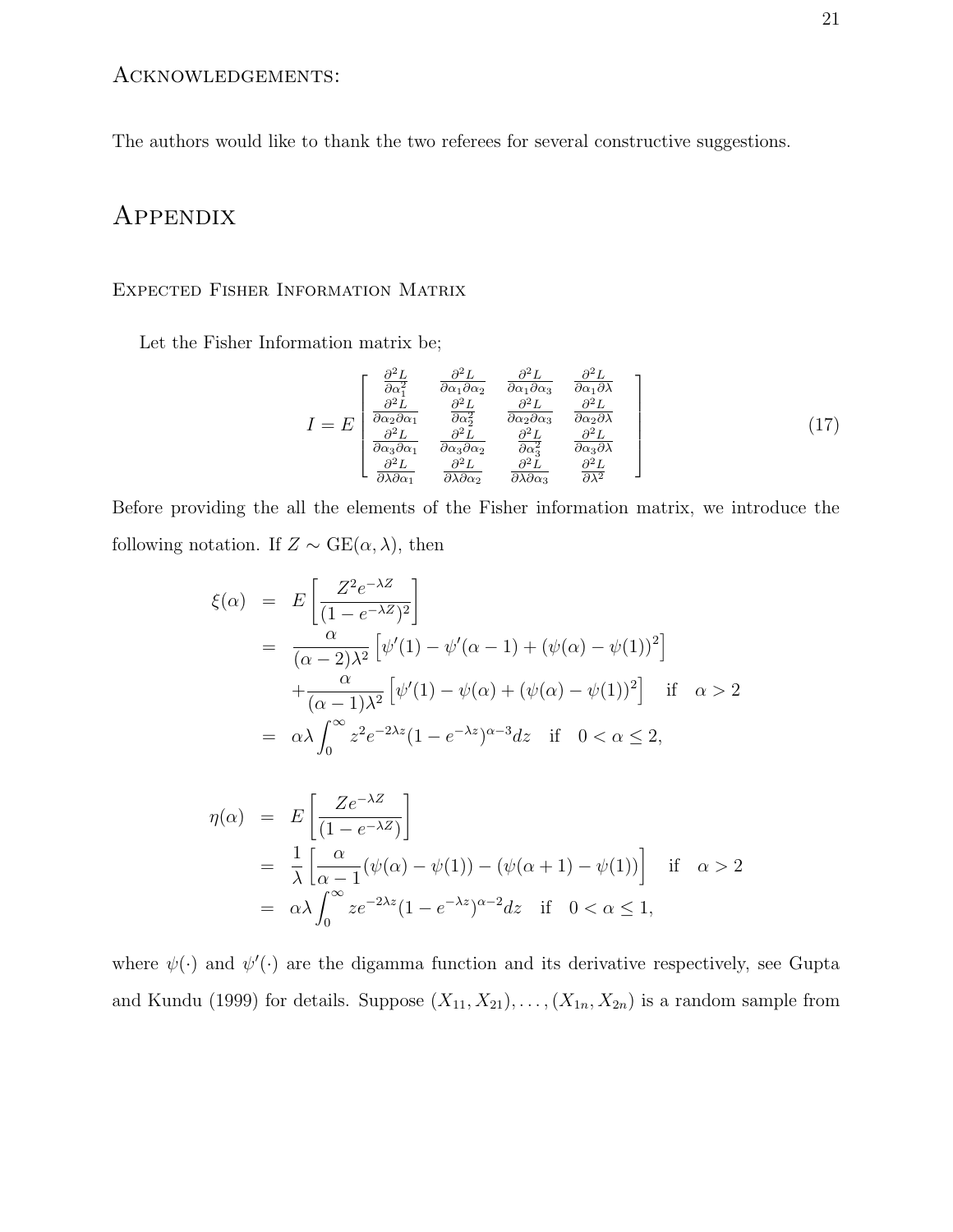## Acknowledgements:

The authors would like to thank the two referees for several constructive suggestions.

# Appendix

### Expected Fisher Information Matrix

Let the Fisher Information matrix be;

$$
I = E \begin{bmatrix} \frac{\partial^2 L}{\partial \alpha_1^2} & \frac{\partial^2 L}{\partial \alpha_1 \partial \alpha_2} & \frac{\partial^2 L}{\partial \alpha_1 \partial \alpha_3} & \frac{\partial^2 L}{\partial \alpha_1 \partial \lambda} \\ \frac{\partial^2 L}{\partial \alpha_2 \partial \alpha_1} & \frac{\partial^2 L}{\partial \alpha_2^2} & \frac{\partial^2 L}{\partial \alpha_2 \partial \alpha_3} & \frac{\partial^2 L}{\partial \alpha_2 \partial \lambda} \\ \frac{\partial^2 L}{\partial \alpha_3 \partial \alpha_1} & \frac{\partial^2 L}{\partial \alpha_3 \partial \alpha_2} & \frac{\partial^2 L}{\partial \alpha_3^2} & \frac{\partial^2 L}{\partial \alpha_3 \partial \lambda} \\ \frac{\partial^2 L}{\partial \lambda \partial \alpha_1} & \frac{\partial^2 L}{\partial \lambda \partial \alpha_2} & \frac{\partial^2 L}{\partial \lambda \partial \alpha_3} & \frac{\partial^2 L}{\partial \lambda^2} \end{bmatrix} \tag{17}
$$

Before providing the all the elements of the Fisher information matrix, we introduce the following notation. If $Z \sim \text{GE}(\alpha, \lambda)$, then

$$
\begin{aligned}
\xi(\alpha) &= E\left[\frac{Z^2 e^{-\lambda Z}}{(1-e^{-\lambda Z})^2}\right] \\
&= \frac{\alpha}{(\alpha-2)\lambda^2}\left[\psi'(1) - \psi'(\alpha-1) + (\psi(\alpha)-\psi(1))^2\right] \\
&\quad + \frac{\alpha}{(\alpha-1)\lambda^2}\left[\psi'(1) - \psi(\alpha) + (\psi(\alpha)-\psi(1))^2\right] \quad \text{if} \quad \alpha > 2 \\
&= \alpha\lambda \int_0^\infty z^2 e^{-2\lambda z}(1-e^{-\lambda z})^{\alpha-3} dz \quad \text{if} \quad 0 < \alpha \leq 2,
\end{aligned}
$$

$$
\begin{aligned}
\eta(\alpha) &= E\left[\frac{Z e^{-\lambda Z}}{(1-e^{-\lambda Z})}\right] \\
&= \frac{1}{\lambda}\left[\frac{\alpha}{\alpha-1}(\psi(\alpha)-\psi(1)) - (\psi(\alpha+1)-\psi(1))\right] \quad \text{if} \quad \alpha > 2 \\
&= \alpha\lambda \int_0^\infty z e^{-2\lambda z}(1-e^{-\lambda z})^{\alpha-2} dz \quad \text{if} \quad 0 < \alpha \leq 1,
\end{aligned}
$$

where $\psi(\cdot)$ and $\psi'(\cdot)$ are the digamma function and its derivative respectively, see Gupta and Kundu (1999) for details. Suppose $(X_{11}, X_{21}), \ldots, (X_{1n}, X_{2n})$ is a random sample from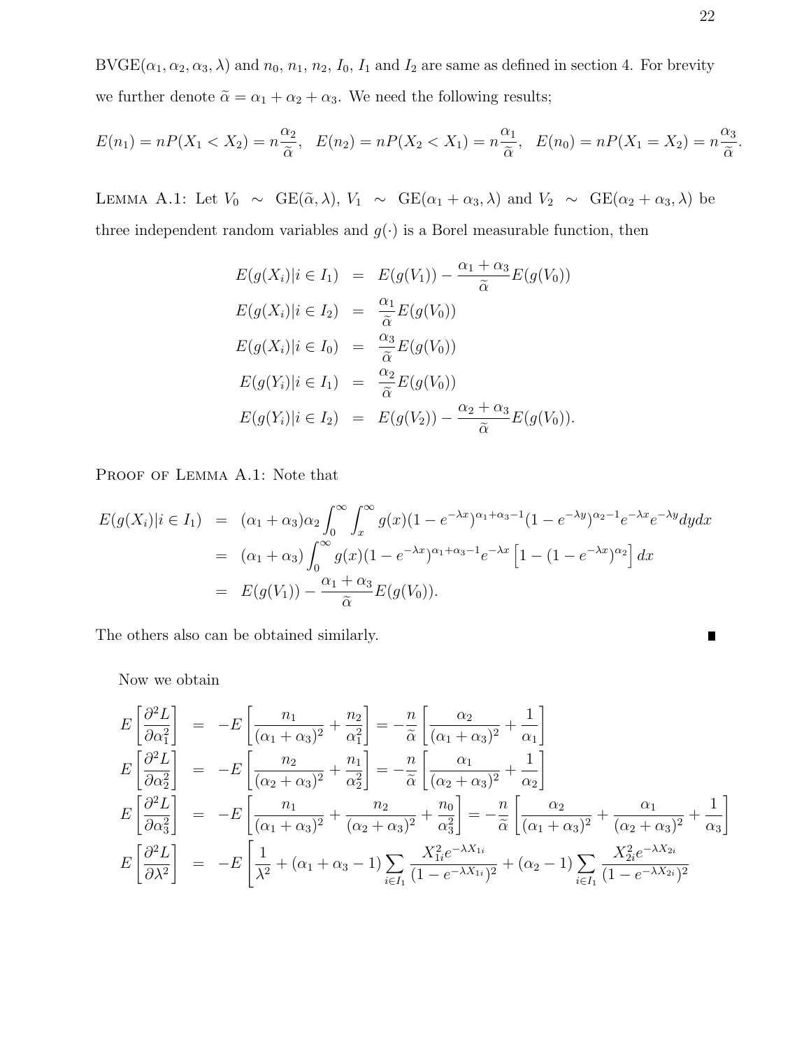BVGE($\alpha_1, \alpha_2, \alpha_3, \lambda$) and $n_0$, $n_1$, $n_2$, $I_0$, $I_1$ and $I_2$ are same as defined in section 4. For brevity we further denote $\widetilde{\alpha} = \alpha_1 + \alpha_2 + \alpha_3$. We need the following results;

$$E(n_1) = nP(X_1 < X_2) = n\frac{\alpha_2}{\widetilde{\alpha}}, \quad E(n_2) = nP(X_2 < X_1) = n\frac{\alpha_1}{\widetilde{\alpha}}, \quad E(n_0) = nP(X_1 = X_2) = n\frac{\alpha_3}{\widetilde{\alpha}}.$$

Lemma A.1: Let $V_0 \sim$ GE($\widetilde{\alpha}, \lambda$), $V_1 \sim$ GE($\alpha_1 + \alpha_3, \lambda$) and $V_2 \sim$ GE($\alpha_2 + \alpha_3, \lambda$) be three independent random variables and $g(\cdot)$ is a Borel measurable function, then

$$\begin{aligned}
E(g(X_i)|i \in I_1) &= E(g(V_1)) - \frac{\alpha_1 + \alpha_3}{\widetilde{\alpha}} E(g(V_0)) \\
E(g(X_i)|i \in I_2) &= \frac{\alpha_1}{\widetilde{\alpha}} E(g(V_0)) \\
E(g(X_i)|i \in I_0) &= \frac{\alpha_3}{\widetilde{\alpha}} E(g(V_0)) \\
E(g(Y_i)|i \in I_1) &= \frac{\alpha_2}{\widetilde{\alpha}} E(g(V_0)) \\
E(g(Y_i)|i \in I_2) &= E(g(V_2)) - \frac{\alpha_2 + \alpha_3}{\widetilde{\alpha}} E(g(V_0)).
\end{aligned}$$

Proof of Lemma A.1: Note that

$$\begin{aligned}
E(g(X_i)|i \in I_1) &= (\alpha_1 + \alpha_3)\alpha_2 \int_0^\infty \int_x^\infty g(x)(1 - e^{-\lambda x})^{\alpha_1 + \alpha_3 - 1}(1 - e^{-\lambda y})^{\alpha_2 - 1} e^{-\lambda x} e^{-\lambda y} dy dx \\
&= (\alpha_1 + \alpha_3) \int_0^\infty g(x)(1 - e^{-\lambda x})^{\alpha_1 + \alpha_3 - 1} e^{-\lambda x} \left[1 - (1 - e^{-\lambda x})^{\alpha_2}\right] dx \\
&= E(g(V_1)) - \frac{\alpha_1 + \alpha_3}{\widetilde{\alpha}} E(g(V_0)).
\end{aligned}$$

The others also can be obtained similarly. ∎

Now we obtain

$$\begin{aligned}
E\left[\frac{\partial^2 L}{\partial \alpha_1^2}\right] &= -E\left[\frac{n_1}{(\alpha_1 + \alpha_3)^2} + \frac{n_2}{\alpha_1^2}\right] = -\frac{n}{\widetilde{\alpha}}\left[\frac{\alpha_2}{(\alpha_1 + \alpha_3)^2} + \frac{1}{\alpha_1}\right] \\
E\left[\frac{\partial^2 L}{\partial \alpha_2^2}\right] &= -E\left[\frac{n_2}{(\alpha_2 + \alpha_3)^2} + \frac{n_1}{\alpha_2^2}\right] = -\frac{n}{\widetilde{\alpha}}\left[\frac{\alpha_1}{(\alpha_2 + \alpha_3)^2} + \frac{1}{\alpha_2}\right] \\
E\left[\frac{\partial^2 L}{\partial \alpha_3^2}\right] &= -E\left[\frac{n_1}{(\alpha_1 + \alpha_3)^2} + \frac{n_2}{(\alpha_2 + \alpha_3)^2} + \frac{n_0}{\alpha_3^2}\right] = -\frac{n}{\widetilde{\alpha}}\left[\frac{\alpha_2}{(\alpha_1 + \alpha_3)^2} + \frac{\alpha_1}{(\alpha_2 + \alpha_3)^2} + \frac{1}{\alpha_3}\right] \\
E\left[\frac{\partial^2 L}{\partial \lambda^2}\right] &= -E\left[\frac{1}{\lambda^2} + (\alpha_1 + \alpha_3 - 1)\sum_{i \in I_1} \frac{X_{1i}^2 e^{-\lambda X_{1i}}}{(1 - e^{-\lambda X_{1i}})^2} + (\alpha_2 - 1)\sum_{i \in I_1} \frac{X_{2i}^2 e^{-\lambda X_{2i}}}{(1 - e^{-\lambda X_{2i}})^2}\right.
\end{aligned}$$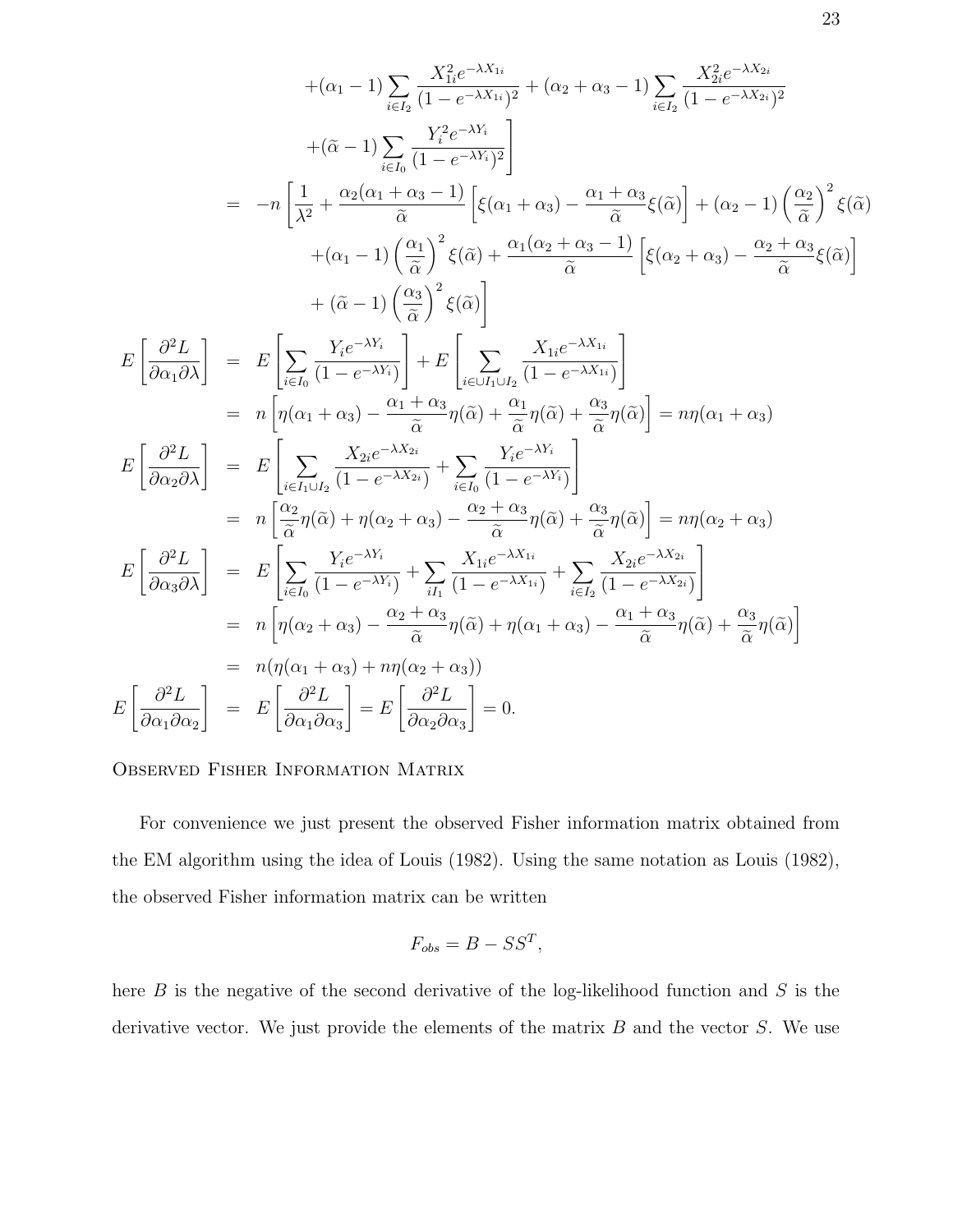$$
\begin{aligned}
&+(\alpha_1 - 1)\sum_{i \in I_2} \frac{X_{1i}^2 e^{-\lambda X_{1i}}}{(1-e^{-\lambda X_{1i}})^2} + (\alpha_2 + \alpha_3 - 1)\sum_{i \in I_2} \frac{X_{2i}^2 e^{-\lambda X_{2i}}}{(1-e^{-\lambda X_{2i}})^2} \\
&+(\widetilde{\alpha} - 1)\sum_{i \in I_0} \frac{Y_i^2 e^{-\lambda Y_i}}{(1-e^{-\lambda Y_i})^2}\Bigg] \\
= \; & -n\left[\frac{1}{\lambda^2} + \frac{\alpha_2(\alpha_1+\alpha_3-1)}{\widetilde{\alpha}}\left[\xi(\alpha_1+\alpha_3) - \frac{\alpha_1+\alpha_3}{\widetilde{\alpha}}\xi(\widetilde{\alpha})\right] + (\alpha_2 - 1)\left(\frac{\alpha_2}{\widetilde{\alpha}}\right)^2 \xi(\widetilde{\alpha})\right. \\
&+(\alpha_1 - 1)\left(\frac{\alpha_1}{\widetilde{\alpha}}\right)^2 \xi(\widetilde{\alpha}) + \frac{\alpha_1(\alpha_2+\alpha_3-1)}{\widetilde{\alpha}}\left[\xi(\alpha_2+\alpha_3) - \frac{\alpha_2+\alpha_3}{\widetilde{\alpha}}\xi(\widetilde{\alpha})\right] \\
&\left. + (\widetilde{\alpha} - 1)\left(\frac{\alpha_3}{\widetilde{\alpha}}\right)^2 \xi(\widetilde{\alpha})\right]
\end{aligned}
$$

$$
\begin{aligned}
E\left[\frac{\partial^2 L}{\partial \alpha_1 \partial \lambda}\right] &= E\left[\sum_{i \in I_0} \frac{Y_i e^{-\lambda Y_i}}{(1-e^{-\lambda Y_i})}\right] + E\left[\sum_{i \in \cup I_1 \cup I_2} \frac{X_{1i} e^{-\lambda X_{1i}}}{(1-e^{-\lambda X_{1i}})}\right] \\
&= n\left[\eta(\alpha_1+\alpha_3) - \frac{\alpha_1+\alpha_3}{\widetilde{\alpha}}\eta(\widetilde{\alpha}) + \frac{\alpha_1}{\widetilde{\alpha}}\eta(\widetilde{\alpha}) + \frac{\alpha_3}{\widetilde{\alpha}}\eta(\widetilde{\alpha})\right] = n\eta(\alpha_1+\alpha_3) \\
E\left[\frac{\partial^2 L}{\partial \alpha_2 \partial \lambda}\right] &= E\left[\sum_{i \in I_1 \cup I_2} \frac{X_{2i} e^{-\lambda X_{2i}}}{(1-e^{-\lambda X_{2i}})} + \sum_{i \in I_0} \frac{Y_i e^{-\lambda Y_i}}{(1-e^{-\lambda Y_i})}\right] \\
&= n\left[\frac{\alpha_2}{\widetilde{\alpha}}\eta(\widetilde{\alpha}) + \eta(\alpha_2+\alpha_3) - \frac{\alpha_2+\alpha_3}{\widetilde{\alpha}}\eta(\widetilde{\alpha}) + \frac{\alpha_3}{\widetilde{\alpha}}\eta(\widetilde{\alpha})\right] = n\eta(\alpha_2+\alpha_3) \\
E\left[\frac{\partial^2 L}{\partial \alpha_3 \partial \lambda}\right] &= E\left[\sum_{i \in I_0} \frac{Y_i e^{-\lambda Y_i}}{(1-e^{-\lambda Y_i})} + \sum_{iI_1} \frac{X_{1i} e^{-\lambda X_{1i}}}{(1-e^{-\lambda X_{1i}})} + \sum_{i \in I_2} \frac{X_{2i} e^{-\lambda X_{2i}}}{(1-e^{-\lambda X_{2i}})}\right] \\
&= n\left[\eta(\alpha_2+\alpha_3) - \frac{\alpha_2+\alpha_3}{\widetilde{\alpha}}\eta(\widetilde{\alpha}) + \eta(\alpha_1+\alpha_3) - \frac{\alpha_1+\alpha_3}{\widetilde{\alpha}}\eta(\widetilde{\alpha}) + \frac{\alpha_3}{\widetilde{\alpha}}\eta(\widetilde{\alpha})\right] \\
&= n(\eta(\alpha_1+\alpha_3) + n\eta(\alpha_2+\alpha_3)) \\
E\left[\frac{\partial^2 L}{\partial \alpha_1 \partial \alpha_2}\right] &= E\left[\frac{\partial^2 L}{\partial \alpha_1 \partial \alpha_3}\right] = E\left[\frac{\partial^2 L}{\partial \alpha_2 \partial \alpha_3}\right] = 0.
\end{aligned}
$$

Observed Fisher Information Matrix

For convenience we just present the observed Fisher information matrix obtained from the EM algorithm using the idea of Louis (1982). Using the same notation as Louis (1982), the observed Fisher information matrix can be written

$$
F_{obs} = B - SS^T,
$$

here $B$ is the negative of the second derivative of the log-likelihood function and $S$ is the derivative vector. We just provide the elements of the matrix $B$ and the vector $S$. We use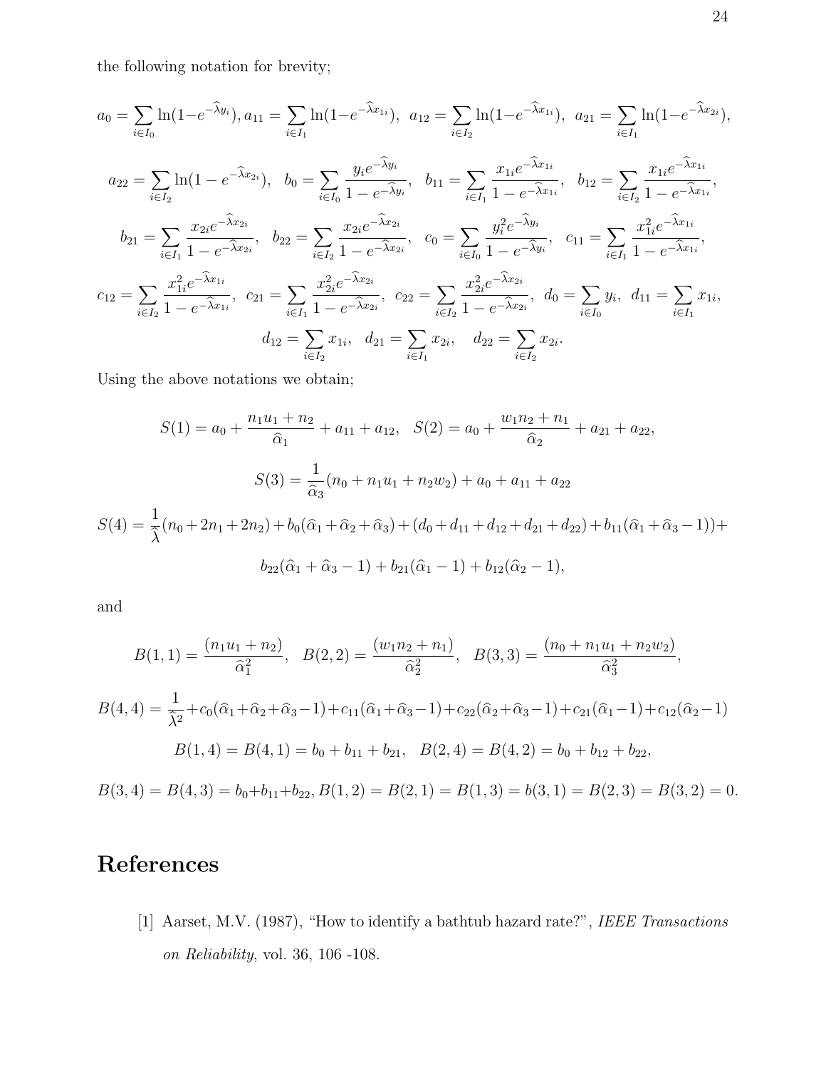the following notation for brevity;

$$a_0 = \sum_{i \in I_0} \ln(1-e^{-\widehat{\lambda} y_i}), a_{11} = \sum_{i \in I_1} \ln(1-e^{-\widehat{\lambda} x_{1i}}), \;\; a_{12} = \sum_{i \in I_2} \ln(1-e^{-\widehat{\lambda} x_{1i}}), \;\; a_{21} = \sum_{i \in I_1} \ln(1-e^{-\widehat{\lambda} x_{2i}}),$$

$$a_{22} = \sum_{i \in I_2} \ln(1-e^{-\widehat{\lambda} x_{2i}}), \;\; b_0 = \sum_{i \in I_0} \frac{y_i e^{-\widehat{\lambda} y_i}}{1-e^{-\widehat{\lambda} y_i}}, \;\; b_{11} = \sum_{i \in I_1} \frac{x_{1i} e^{-\widehat{\lambda} x_{1i}}}{1-e^{-\widehat{\lambda} x_{1i}}}, \;\; b_{12} = \sum_{i \in I_2} \frac{x_{1i} e^{-\widehat{\lambda} x_{1i}}}{1-e^{-\widehat{\lambda} x_{1i}}},$$

$$b_{21} = \sum_{i \in I_1} \frac{x_{2i} e^{-\widehat{\lambda} x_{2i}}}{1-e^{-\widehat{\lambda} x_{2i}}}, \;\; b_{22} = \sum_{i \in I_2} \frac{x_{2i} e^{-\widehat{\lambda} x_{2i}}}{1-e^{-\widehat{\lambda} x_{2i}}}, \;\; c_0 = \sum_{i \in I_0} \frac{y_i^2 e^{-\widehat{\lambda} y_i}}{1-e^{-\widehat{\lambda} y_i}}, \;\; c_{11} = \sum_{i \in I_1} \frac{x_{1i}^2 e^{-\widehat{\lambda} x_{1i}}}{1-e^{-\widehat{\lambda} x_{1i}}},$$

$$c_{12} = \sum_{i \in I_2} \frac{x_{1i}^2 e^{-\widehat{\lambda} x_{1i}}}{1-e^{-\widehat{\lambda} x_{1i}}}, \;\; c_{21} = \sum_{i \in I_1} \frac{x_{2i}^2 e^{-\widehat{\lambda} x_{2i}}}{1-e^{-\widehat{\lambda} x_{2i}}}, \;\; c_{22} = \sum_{i \in I_2} \frac{x_{2i}^2 e^{-\widehat{\lambda} x_{2i}}}{1-e^{-\widehat{\lambda} x_{2i}}}, \;\; d_0 = \sum_{i \in I_0} y_i, \;\; d_{11} = \sum_{i \in I_1} x_{1i},$$

$$d_{12} = \sum_{i \in I_2} x_{1i}, \;\; d_{21} = \sum_{i \in I_1} x_{2i}, \quad d_{22} = \sum_{i \in I_2} x_{2i}.$$

Using the above notations we obtain;

$$S(1) = a_0 + \frac{n_1 u_1 + n_2}{\widehat{\alpha}_1} + a_{11} + a_{12}, \;\; S(2) = a_0 + \frac{w_1 n_2 + n_1}{\widehat{\alpha}_2} + a_{21} + a_{22},$$

$$S(3) = \frac{1}{\widehat{\alpha}_3}(n_0 + n_1 u_1 + n_2 w_2) + a_0 + a_{11} + a_{22}$$

$$S(4) = \frac{1}{\widehat{\lambda}}(n_0 + 2n_1 + 2n_2) + b_0(\widehat{\alpha}_1 + \widehat{\alpha}_2 + \widehat{\alpha}_3) + (d_0 + d_{11} + d_{12} + d_{21} + d_{22}) + b_{11}(\widehat{\alpha}_1 + \widehat{\alpha}_3 - 1)) +$$

$$b_{22}(\widehat{\alpha}_1 + \widehat{\alpha}_3 - 1) + b_{21}(\widehat{\alpha}_1 - 1) + b_{12}(\widehat{\alpha}_2 - 1),$$

and

$$B(1,1) = \frac{(n_1 u_1 + n_2)}{\widehat{\alpha}_1^2}, \;\; B(2,2) = \frac{(w_1 n_2 + n_1)}{\widehat{\alpha}_2^2}, \;\; B(3,3) = \frac{(n_0 + n_1 u_1 + n_2 w_2)}{\widehat{\alpha}_3^2},$$

$$B(4,4) = \frac{1}{\widehat{\lambda}^2} + c_0(\widehat{\alpha}_1 + \widehat{\alpha}_2 + \widehat{\alpha}_3 - 1) + c_{11}(\widehat{\alpha}_1 + \widehat{\alpha}_3 - 1) + c_{22}(\widehat{\alpha}_2 + \widehat{\alpha}_3 - 1) + c_{21}(\widehat{\alpha}_1 - 1) + c_{12}(\widehat{\alpha}_2 - 1)$$

$$B(1,4) = B(4,1) = b_0 + b_{11} + b_{21}, \;\; B(2,4) = B(4,2) = b_0 + b_{12} + b_{22},$$

$$B(3,4) = B(4,3) = b_0 + b_{11} + b_{22}, B(1,2) = B(2,1) = B(1,3) = b(3,1) = B(2,3) = B(3,2) = 0.$$

# References

[1] Aarset, M.V. (1987), "How to identify a bathtub hazard rate?", *IEEE Transactions on Reliability*, vol. 36, 106 -108.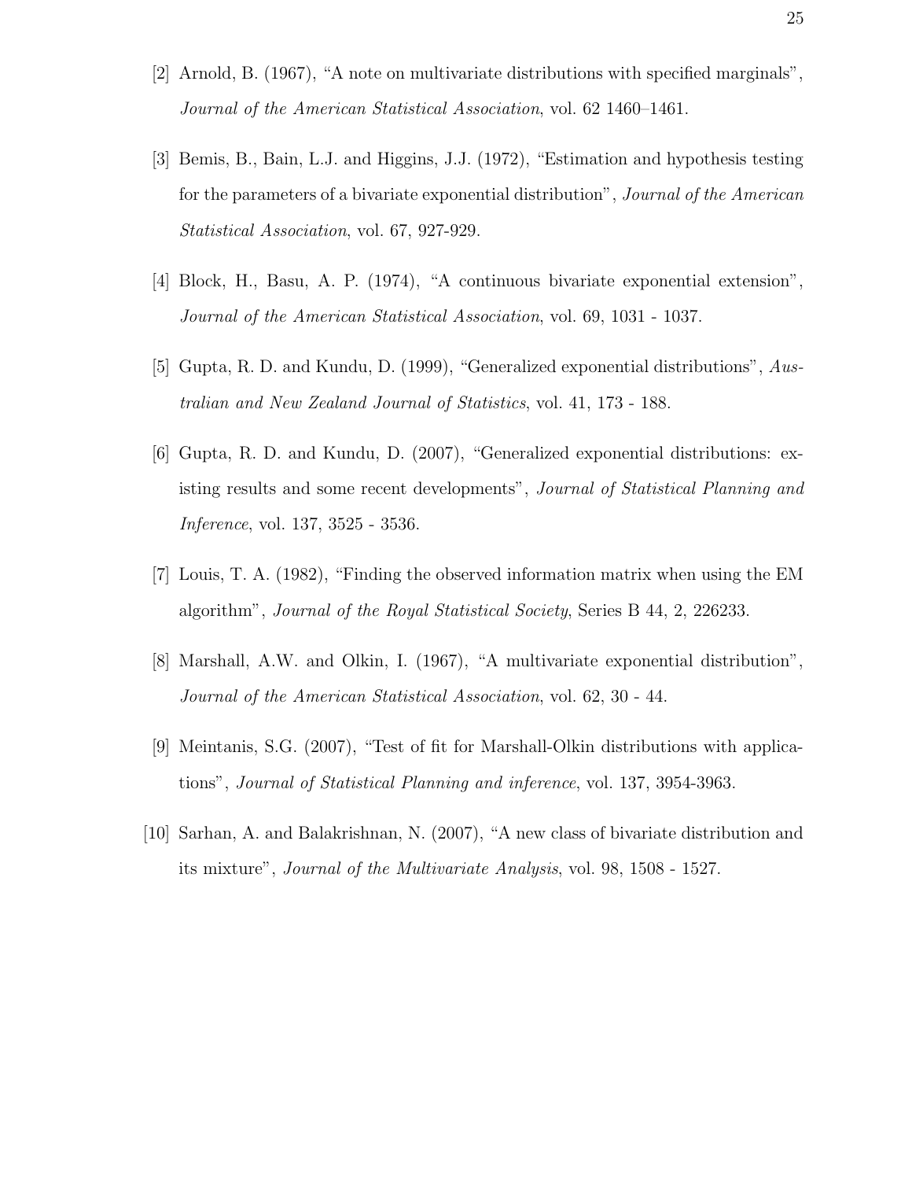[2] Arnold, B. (1967), "A note on multivariate distributions with specified marginals", *Journal of the American Statistical Association*, vol. 62 1460–1461.

[3] Bemis, B., Bain, L.J. and Higgins, J.J. (1972), "Estimation and hypothesis testing for the parameters of a bivariate exponential distribution", *Journal of the American Statistical Association*, vol. 67, 927-929.

[4] Block, H., Basu, A. P. (1974), "A continuous bivariate exponential extension", *Journal of the American Statistical Association*, vol. 69, 1031 - 1037.

[5] Gupta, R. D. and Kundu, D. (1999), "Generalized exponential distributions", *Australian and New Zealand Journal of Statistics*, vol. 41, 173 - 188.

[6] Gupta, R. D. and Kundu, D. (2007), "Generalized exponential distributions: existing results and some recent developments", *Journal of Statistical Planning and Inference*, vol. 137, 3525 - 3536.

[7] Louis, T. A. (1982), "Finding the observed information matrix when using the EM algorithm", *Journal of the Royal Statistical Society*, Series B 44, 2, 226233.

[8] Marshall, A.W. and Olkin, I. (1967), "A multivariate exponential distribution", *Journal of the American Statistical Association*, vol. 62, 30 - 44.

[9] Meintanis, S.G. (2007), "Test of fit for Marshall-Olkin distributions with applications", *Journal of Statistical Planning and inference*, vol. 137, 3954-3963.

[10] Sarhan, A. and Balakrishnan, N. (2007), "A new class of bivariate distribution and its mixture", *Journal of the Multivariate Analysis*, vol. 98, 1508 - 1527.